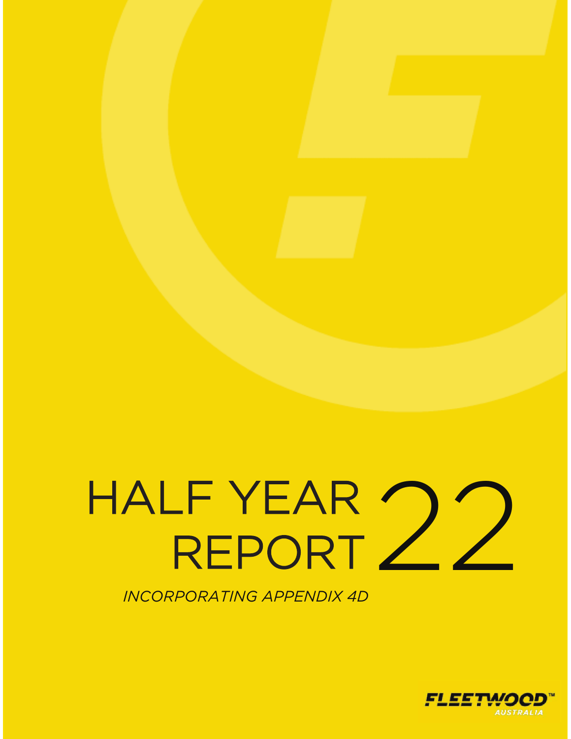# HALF YEAR REPORT 22

*INCORPORATING APPENDIX 4D*

FLEETWOOD™ AUSTRALIA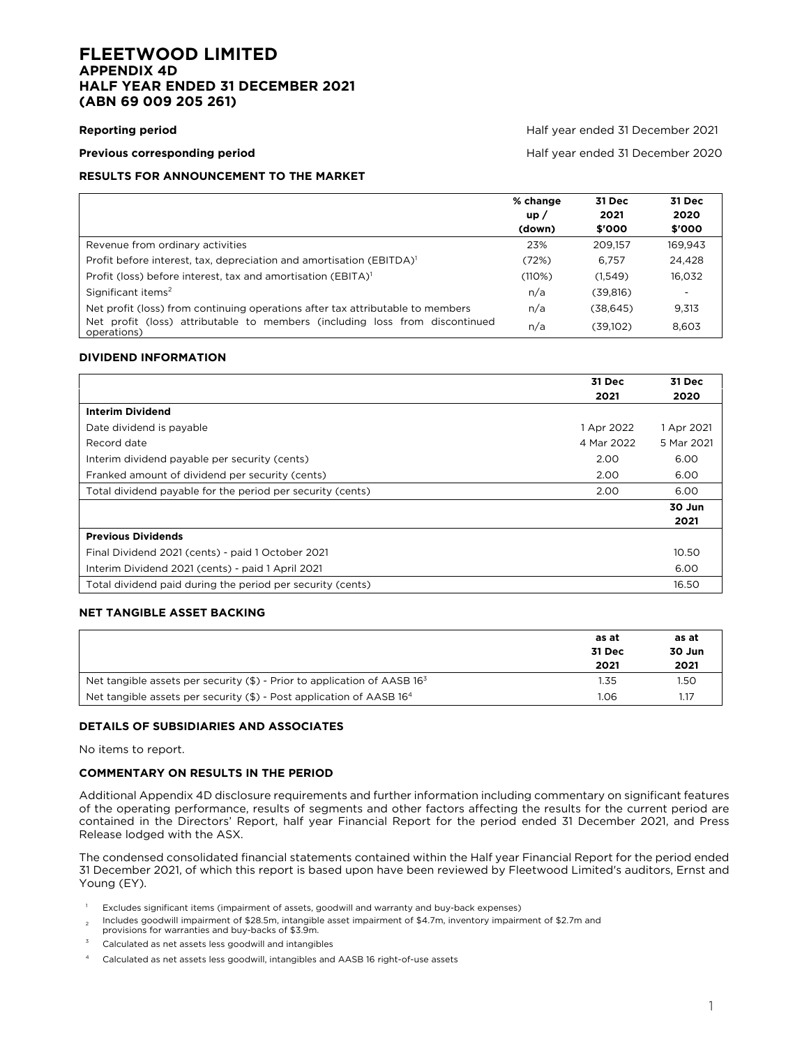# FLEETWOOD LIMITED
## APPENDIX 4D
## HALF YEAR ENDED 31 DECEMBER 2021
## (ABN 69 009 205 261)

**Reporting period** — Half year ended 31 December 2021

**Previous corresponding period** — Half year ended 31 December 2020

### RESULTS FOR ANNOUNCEMENT TO THE MARKET

| | % change up / (down) | 31 Dec 2021 $'000 | 31 Dec 2020 $'000 |
|---|---|---|---|
| Revenue from ordinary activities | 23% | 209,157 | 169,943 |
| Profit before interest, tax, depreciation and amortisation (EBITDA)[1] | (72%) | 6,757 | 24,428 |
| Profit (loss) before interest, tax and amortisation (EBITA)[1] | (110%) | (1,549) | 16,032 |
| Significant items[2] | n/a | (39,816) | - |
| Net profit (loss) from continuing operations after tax attributable to members | n/a | (38,645) | 9,313 |
| Net profit (loss) attributable to members (including loss from discontinued operations) | n/a | (39,102) | 8,603 |

### DIVIDEND INFORMATION

| | 31 Dec 2021 | 31 Dec 2020 |
|---|---|---|
| **Interim Dividend** | | |
| Date dividend is payable | 1 Apr 2022 | 1 Apr 2021 |
| Record date | 4 Mar 2022 | 5 Mar 2021 |
| Interim dividend payable per security (cents) | 2.00 | 6.00 |
| Franked amount of dividend per security (cents) | 2.00 | 6.00 |
| Total dividend payable for the period per security (cents) | 2.00 | 6.00 |
| | | **30 Jun 2021** |
| **Previous Dividends** | | |
| Final Dividend 2021 (cents) - paid 1 October 2021 | | 10.50 |
| Interim Dividend 2021 (cents) - paid 1 April 2021 | | 6.00 |
| Total dividend paid during the period per security (cents) | | 16.50 |

### NET TANGIBLE ASSET BACKING

| | as at 31 Dec 2021 | as at 30 Jun 2021 |
|---|---|---|
| Net tangible assets per security ($) - Prior to application of AASB 16[3] | 1.35 | 1.50 |
| Net tangible assets per security ($) - Post application of AASB 16[4] | 1.06 | 1.17 |

### DETAILS OF SUBSIDIARIES AND ASSOCIATES

No items to report.

### COMMENTARY ON RESULTS IN THE PERIOD

Additional Appendix 4D disclosure requirements and further information including commentary on significant features of the operating performance, results of segments and other factors affecting the results for the current period are contained in the Directors' Report, half year Financial Report for the period ended 31 December 2021, and Press Release lodged with the ASX.

The condensed consolidated financial statements contained within the Half year Financial Report for the period ended 31 December 2021, of which this report is based upon have been reviewed by Fleetwood Limited's auditors, Ernst and Young (EY).

[1] Excludes significant items (impairment of assets, goodwill and warranty and buy-back expenses)

[2] Includes goodwill impairment of $28.5m, intangible asset impairment of $4.7m, inventory impairment of $2.7m and provisions for warranties and buy-backs of $3.9m.

[3] Calculated as net assets less goodwill and intangibles

[4] Calculated as net assets less goodwill, intangibles and AASB 16 right-of-use assets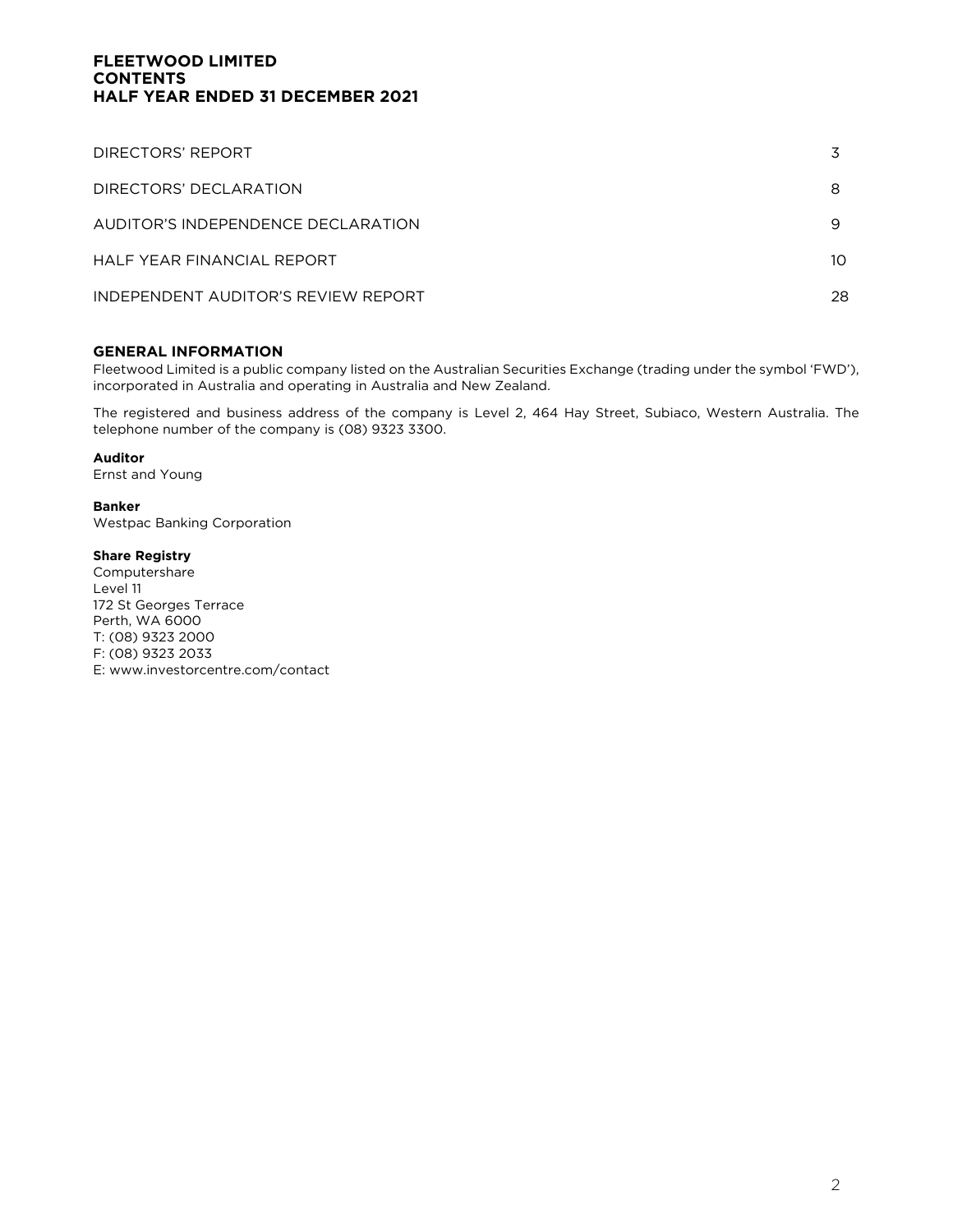# FLEETWOOD LIMITED
# CONTENTS
# HALF YEAR ENDED 31 DECEMBER 2021

| | |
|---|---|
| DIRECTORS' REPORT | 3 |
| DIRECTORS' DECLARATION | 8 |
| AUDITOR'S INDEPENDENCE DECLARATION | 9 |
| HALF YEAR FINANCIAL REPORT | 10 |
| INDEPENDENT AUDITOR'S REVIEW REPORT | 28 |

## GENERAL INFORMATION

Fleetwood Limited is a public company listed on the Australian Securities Exchange (trading under the symbol 'FWD'), incorporated in Australia and operating in Australia and New Zealand.

The registered and business address of the company is Level 2, 464 Hay Street, Subiaco, Western Australia. The telephone number of the company is (08) 9323 3300.

**Auditor**
Ernst and Young

**Banker**
Westpac Banking Corporation

**Share Registry**
Computershare
Level 11
172 St Georges Terrace
Perth, WA 6000
T: (08) 9323 2000
F: (08) 9323 2033
E: www.investorcentre.com/contact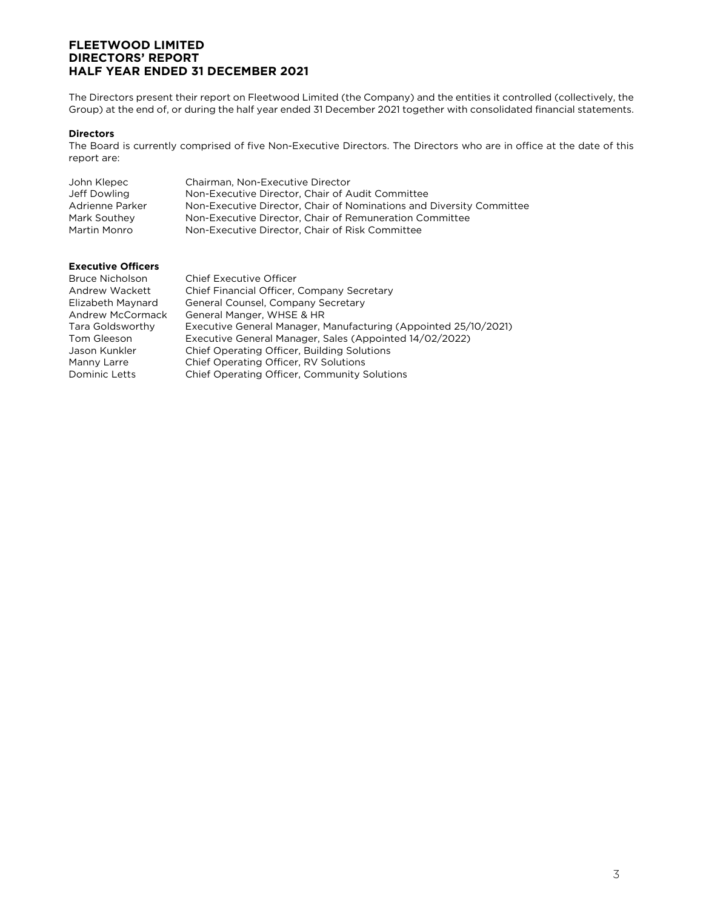# FLEETWOOD LIMITED
# DIRECTORS' REPORT
# HALF YEAR ENDED 31 DECEMBER 2021

The Directors present their report on Fleetwood Limited (the Company) and the entities it controlled (collectively, the Group) at the end of, or during the half year ended 31 December 2021 together with consolidated financial statements.

**Directors**

The Board is currently comprised of five Non-Executive Directors. The Directors who are in office at the date of this report are:

| | |
|---|---|
| John Klepec | Chairman, Non-Executive Director |
| Jeff Dowling | Non-Executive Director, Chair of Audit Committee |
| Adrienne Parker | Non-Executive Director, Chair of Nominations and Diversity Committee |
| Mark Southey | Non-Executive Director, Chair of Remuneration Committee |
| Martin Monro | Non-Executive Director, Chair of Risk Committee |

**Executive Officers**

| | |
|---|---|
| Bruce Nicholson | Chief Executive Officer |
| Andrew Wackett | Chief Financial Officer, Company Secretary |
| Elizabeth Maynard | General Counsel, Company Secretary |
| Andrew McCormack | General Manger, WHSE & HR |
| Tara Goldsworthy | Executive General Manager, Manufacturing (Appointed 25/10/2021) |
| Tom Gleeson | Executive General Manager, Sales (Appointed 14/02/2022) |
| Jason Kunkler | Chief Operating Officer, Building Solutions |
| Manny Larre | Chief Operating Officer, RV Solutions |
| Dominic Letts | Chief Operating Officer, Community Solutions |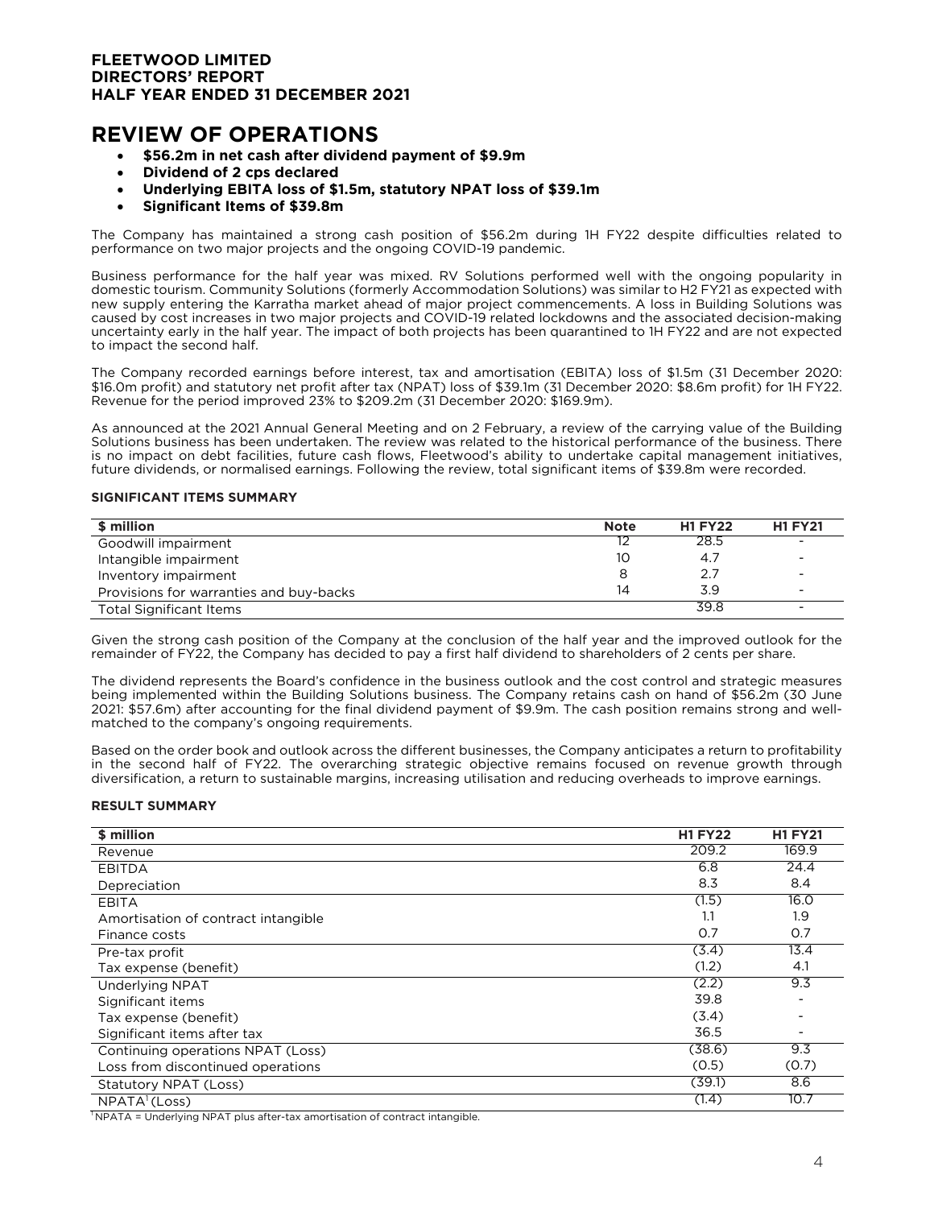**FLEETWOOD LIMITED**
**DIRECTORS' REPORT**
**HALF YEAR ENDED 31 DECEMBER 2021**

# REVIEW OF OPERATIONS

- **$56.2m in net cash after dividend payment of $9.9m**
- **Dividend of 2 cps declared**
- **Underlying EBITA loss of $1.5m, statutory NPAT loss of $39.1m**
- **Significant Items of $39.8m**

The Company has maintained a strong cash position of $56.2m during 1H FY22 despite difficulties related to performance on two major projects and the ongoing COVID-19 pandemic.

Business performance for the half year was mixed. RV Solutions performed well with the ongoing popularity in domestic tourism. Community Solutions (formerly Accommodation Solutions) was similar to H2 FY21 as expected with new supply entering the Karratha market ahead of major project commencements. A loss in Building Solutions was caused by cost increases in two major projects and COVID-19 related lockdowns and the associated decision-making uncertainty early in the half year. The impact of both projects has been quarantined to 1H FY22 and are not expected to impact the second half.

The Company recorded earnings before interest, tax and amortisation (EBITA) loss of $1.5m (31 December 2020: $16.0m profit) and statutory net profit after tax (NPAT) loss of $39.1m (31 December 2020: $8.6m profit) for 1H FY22. Revenue for the period improved 23% to $209.2m (31 December 2020: $169.9m).

As announced at the 2021 Annual General Meeting and on 2 February, a review of the carrying value of the Building Solutions business has been undertaken. The review was related to the historical performance of the business. There is no impact on debt facilities, future cash flows, Fleetwood's ability to undertake capital management initiatives, future dividends, or normalised earnings. Following the review, total significant items of $39.8m were recorded.

### SIGNIFICANT ITEMS SUMMARY

| $ million | Note | H1 FY22 | H1 FY21 |
|---|---|---|---|
| Goodwill impairment | 12 | 28.5 | - |
| Intangible impairment | 10 | 4.7 | - |
| Inventory impairment | 8 | 2.7 | - |
| Provisions for warranties and buy-backs | 14 | 3.9 | - |
| Total Significant Items | | 39.8 | - |

Given the strong cash position of the Company at the conclusion of the half year and the improved outlook for the remainder of FY22, the Company has decided to pay a first half dividend to shareholders of 2 cents per share.

The dividend represents the Board's confidence in the business outlook and the cost control and strategic measures being implemented within the Building Solutions business. The Company retains cash on hand of $56.2m (30 June 2021: $57.6m) after accounting for the final dividend payment of $9.9m. The cash position remains strong and well-matched to the company's ongoing requirements.

Based on the order book and outlook across the different businesses, the Company anticipates a return to profitability in the second half of FY22. The overarching strategic objective remains focused on revenue growth through diversification, a return to sustainable margins, increasing utilisation and reducing overheads to improve earnings.

### RESULT SUMMARY

| $ million | H1 FY22 | H1 FY21 |
|---|---|---|
| Revenue | 209.2 | 169.9 |
| EBITDA | 6.8 | 24.4 |
| Depreciation | 8.3 | 8.4 |
| EBITA | (1.5) | 16.0 |
| Amortisation of contract intangible | 1.1 | 1.9 |
| Finance costs | 0.7 | 0.7 |
| Pre-tax profit | (3.4) | 13.4 |
| Tax expense (benefit) | (1.2) | 4.1 |
| Underlying NPAT | (2.2) | 9.3 |
| Significant items | 39.8 | - |
| Tax expense (benefit) | (3.4) | - |
| Significant items after tax | 36.5 | - |
| Continuing operations NPAT (Loss) | (38.6) | 9.3 |
| Loss from discontinued operations | (0.5) | (0.7) |
| Statutory NPAT (Loss) | (39.1) | 8.6 |
| NPATA[1] (Loss) | (1.4) | 10.7 |

[1] NPATA = Underlying NPAT plus after-tax amortisation of contract intangible.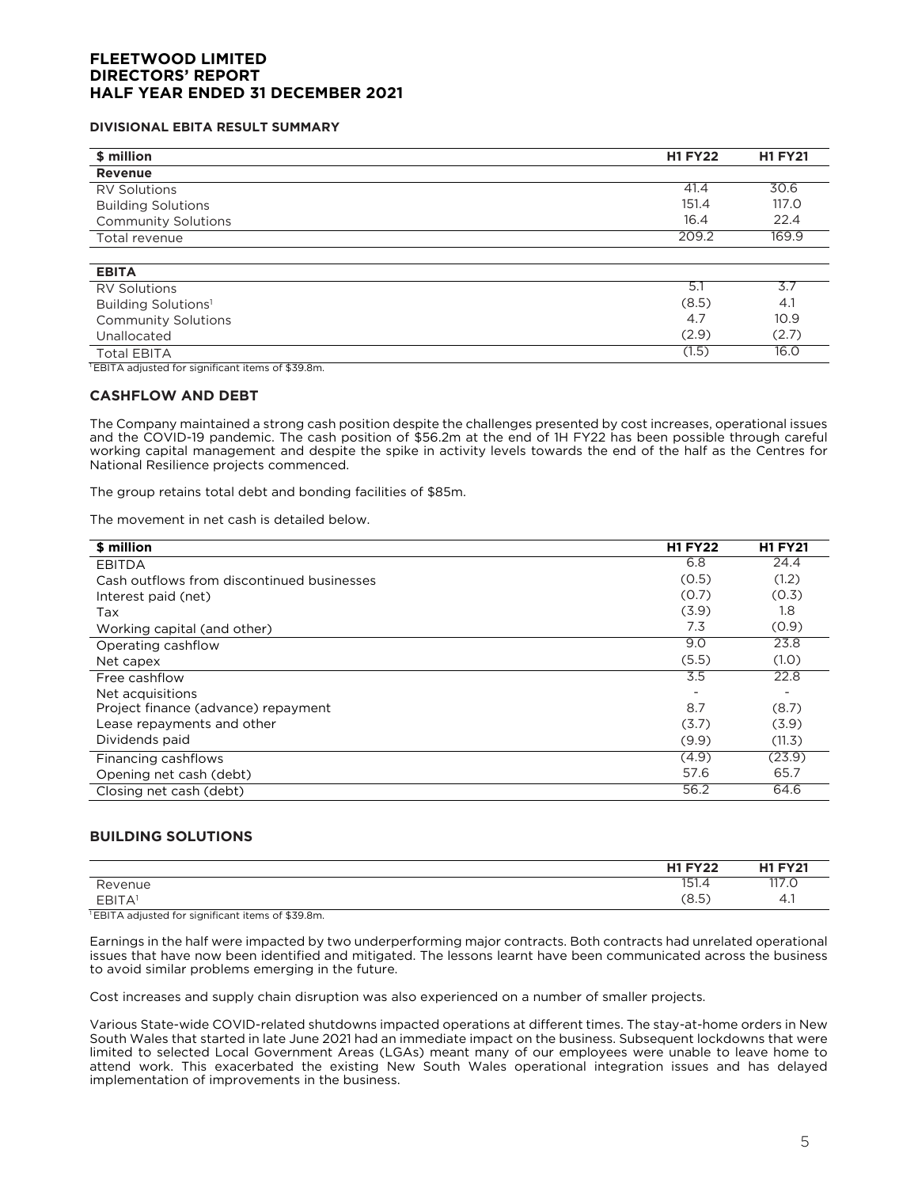# FLEETWOOD LIMITED
# DIRECTORS' REPORT
# HALF YEAR ENDED 31 DECEMBER 2021

### DIVISIONAL EBITA RESULT SUMMARY

| $ million | H1 FY22 | H1 FY21 |
|---|---|---|
| **Revenue** | | |
| RV Solutions | 41.4 | 30.6 |
| Building Solutions | 151.4 | 117.0 |
| Community Solutions | 16.4 | 22.4 |
| Total revenue | 209.2 | 169.9 |
| | | |
| **EBITA** | | |
| RV Solutions | 5.1 | 3.7 |
| Building Solutions[1] | (8.5) | 4.1 |
| Community Solutions | 4.7 | 10.9 |
| Unallocated | (2.9) | (2.7) |
| Total EBITA | (1.5) | 16.0 |

[1]EBITA adjusted for significant items of $39.8m.

## CASHFLOW AND DEBT

The Company maintained a strong cash position despite the challenges presented by cost increases, operational issues and the COVID-19 pandemic. The cash position of $56.2m at the end of 1H FY22 has been possible through careful working capital management and despite the spike in activity levels towards the end of the half as the Centres for National Resilience projects commenced.

The group retains total debt and bonding facilities of $85m.

The movement in net cash is detailed below.

| $ million | H1 FY22 | H1 FY21 |
|---|---|---|
| EBITDA | 6.8 | 24.4 |
| Cash outflows from discontinued businesses | (0.5) | (1.2) |
| Interest paid (net) | (0.7) | (0.3) |
| Tax | (3.9) | 1.8 |
| Working capital (and other) | 7.3 | (0.9) |
| Operating cashflow | 9.0 | 23.8 |
| Net capex | (5.5) | (1.0) |
| Free cashflow | 3.5 | 22.8 |
| Net acquisitions | - | - |
| Project finance (advance) repayment | 8.7 | (8.7) |
| Lease repayments and other | (3.7) | (3.9) |
| Dividends paid | (9.9) | (11.3) |
| Financing cashflows | (4.9) | (23.9) |
| Opening net cash (debt) | 57.6 | 65.7 |
| Closing net cash (debt) | 56.2 | 64.6 |

## BUILDING SOLUTIONS

| | H1 FY22 | H1 FY21 |
|---|---|---|
| Revenue | 151.4 | 117.0 |
| EBITA[1] | (8.5) | 4.1 |

[1]EBITA adjusted for significant items of $39.8m.

Earnings in the half were impacted by two underperforming major contracts. Both contracts had unrelated operational issues that have now been identified and mitigated. The lessons learnt have been communicated across the business to avoid similar problems emerging in the future.

Cost increases and supply chain disruption was also experienced on a number of smaller projects.

Various State-wide COVID-related shutdowns impacted operations at different times. The stay-at-home orders in New South Wales that started in late June 2021 had an immediate impact on the business. Subsequent lockdowns that were limited to selected Local Government Areas (LGAs) meant many of our employees were unable to leave home to attend work. This exacerbated the existing New South Wales operational integration issues and has delayed implementation of improvements in the business.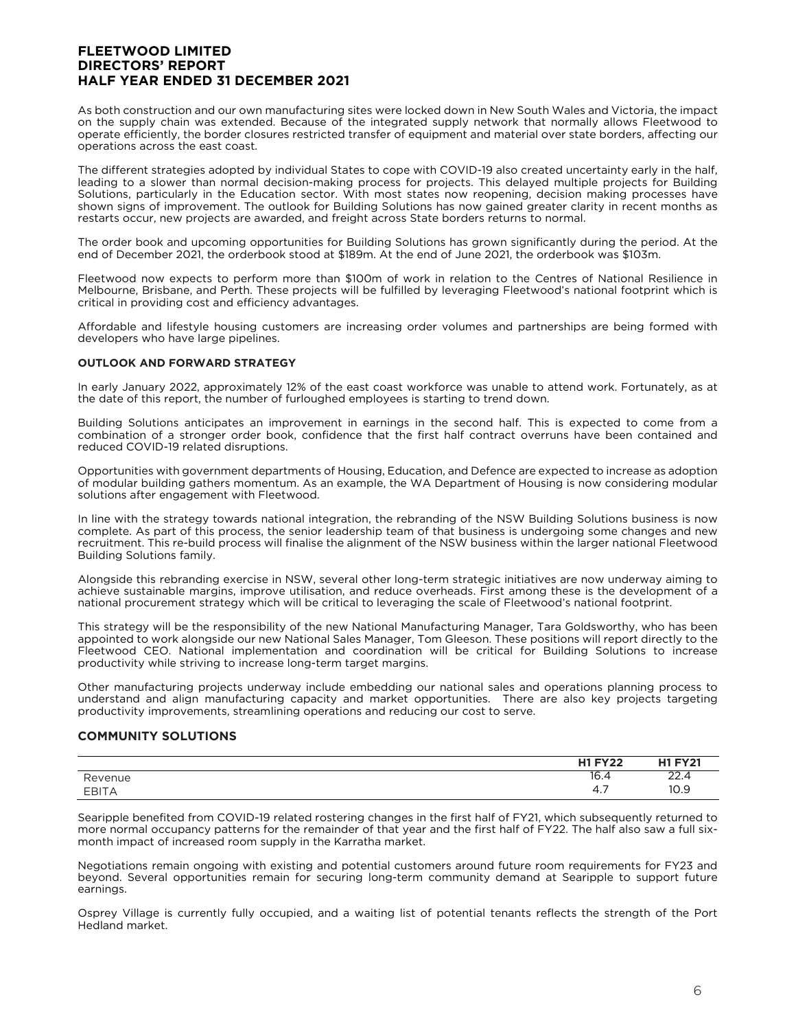As both construction and our own manufacturing sites were locked down in New South Wales and Victoria, the impact on the supply chain was extended. Because of the integrated supply network that normally allows Fleetwood to operate efficiently, the border closures restricted transfer of equipment and material over state borders, affecting our operations across the east coast.

The different strategies adopted by individual States to cope with COVID-19 also created uncertainty early in the half, leading to a slower than normal decision-making process for projects. This delayed multiple projects for Building Solutions, particularly in the Education sector. With most states now reopening, decision making processes have shown signs of improvement. The outlook for Building Solutions has now gained greater clarity in recent months as restarts occur, new projects are awarded, and freight across State borders returns to normal.

The order book and upcoming opportunities for Building Solutions has grown significantly during the period. At the end of December 2021, the orderbook stood at $189m. At the end of June 2021, the orderbook was $103m.

Fleetwood now expects to perform more than $100m of work in relation to the Centres of National Resilience in Melbourne, Brisbane, and Perth. These projects will be fulfilled by leveraging Fleetwood's national footprint which is critical in providing cost and efficiency advantages.

Affordable and lifestyle housing customers are increasing order volumes and partnerships are being formed with developers who have large pipelines.

**OUTLOOK AND FORWARD STRATEGY**

In early January 2022, approximately 12% of the east coast workforce was unable to attend work. Fortunately, as at the date of this report, the number of furloughed employees is starting to trend down.

Building Solutions anticipates an improvement in earnings in the second half. This is expected to come from a combination of a stronger order book, confidence that the first half contract overruns have been contained and reduced COVID-19 related disruptions.

Opportunities with government departments of Housing, Education, and Defence are expected to increase as adoption of modular building gathers momentum. As an example, the WA Department of Housing is now considering modular solutions after engagement with Fleetwood.

In line with the strategy towards national integration, the rebranding of the NSW Building Solutions business is now complete. As part of this process, the senior leadership team of that business is undergoing some changes and new recruitment. This re-build process will finalise the alignment of the NSW business within the larger national Fleetwood Building Solutions family.

Alongside this rebranding exercise in NSW, several other long-term strategic initiatives are now underway aiming to achieve sustainable margins, improve utilisation, and reduce overheads. First among these is the development of a national procurement strategy which will be critical to leveraging the scale of Fleetwood's national footprint.

This strategy will be the responsibility of the new National Manufacturing Manager, Tara Goldsworthy, who has been appointed to work alongside our new National Sales Manager, Tom Gleeson. These positions will report directly to the Fleetwood CEO. National implementation and coordination will be critical for Building Solutions to increase productivity while striving to increase long-term target margins.

Other manufacturing projects underway include embedding our national sales and operations planning process to understand and align manufacturing capacity and market opportunities. There are also key projects targeting productivity improvements, streamlining operations and reducing our cost to serve.

## COMMUNITY SOLUTIONS

| | H1 FY22 | H1 FY21 |
|---|---|---|
| Revenue | 16.4 | 22.4 |
| EBITA | 4.7 | 10.9 |

Searipple benefited from COVID-19 related rostering changes in the first half of FY21, which subsequently returned to more normal occupancy patterns for the remainder of that year and the first half of FY22. The half also saw a full six-month impact of increased room supply in the Karratha market.

Negotiations remain ongoing with existing and potential customers around future room requirements for FY23 and beyond. Several opportunities remain for securing long-term community demand at Searipple to support future earnings.

Osprey Village is currently fully occupied, and a waiting list of potential tenants reflects the strength of the Port Hedland market.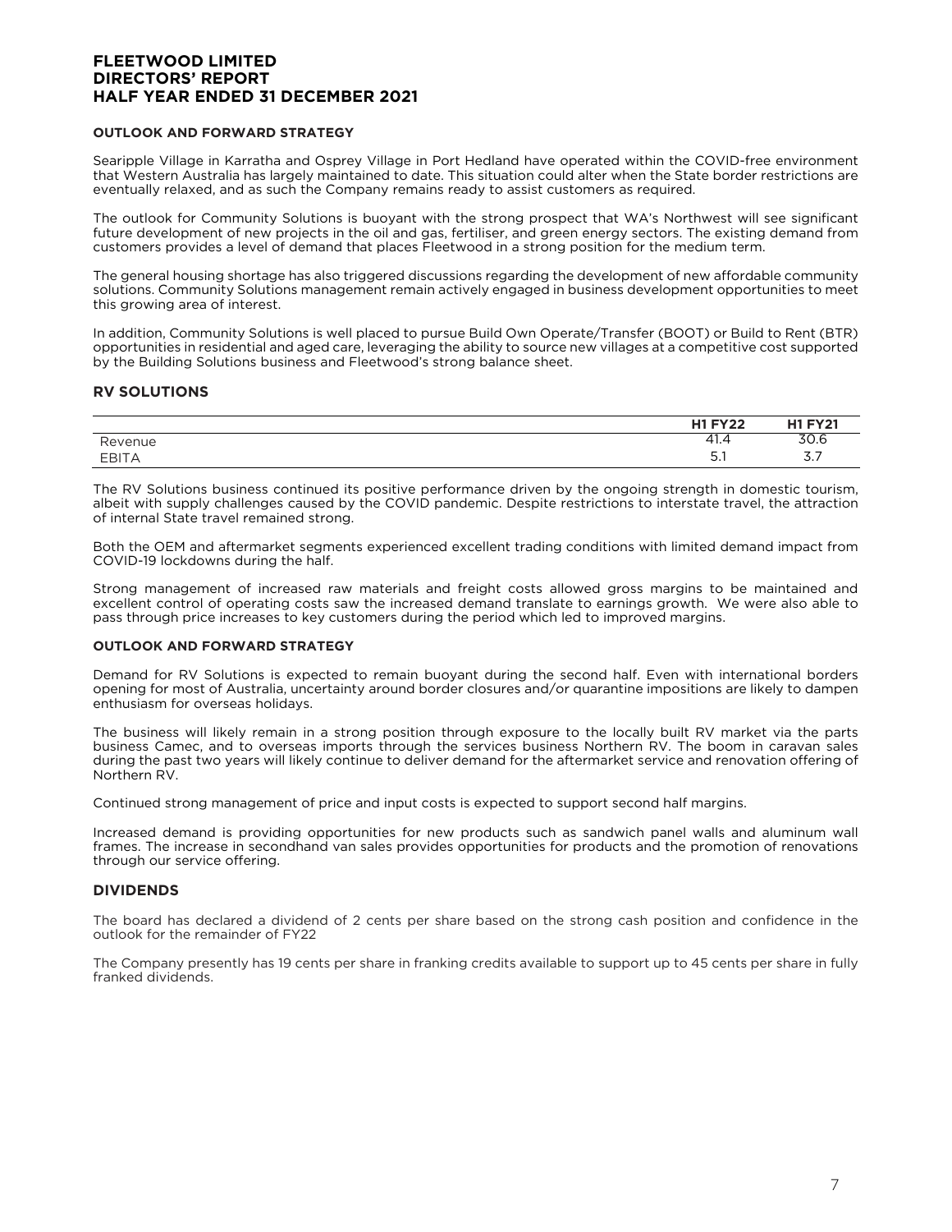#### OUTLOOK AND FORWARD STRATEGY

Searipple Village in Karratha and Osprey Village in Port Hedland have operated within the COVID-free environment that Western Australia has largely maintained to date. This situation could alter when the State border restrictions are eventually relaxed, and as such the Company remains ready to assist customers as required.

The outlook for Community Solutions is buoyant with the strong prospect that WA's Northwest will see significant future development of new projects in the oil and gas, fertiliser, and green energy sectors. The existing demand from customers provides a level of demand that places Fleetwood in a strong position for the medium term.

The general housing shortage has also triggered discussions regarding the development of new affordable community solutions. Community Solutions management remain actively engaged in business development opportunities to meet this growing area of interest.

In addition, Community Solutions is well placed to pursue Build Own Operate/Transfer (BOOT) or Build to Rent (BTR) opportunities in residential and aged care, leveraging the ability to source new villages at a competitive cost supported by the Building Solutions business and Fleetwood's strong balance sheet.

## RV SOLUTIONS

| | H1 FY22 | H1 FY21 |
|---|---|---|
| Revenue | 41.4 | 30.6 |
| EBITA | 5.1 | 3.7 |

The RV Solutions business continued its positive performance driven by the ongoing strength in domestic tourism, albeit with supply challenges caused by the COVID pandemic. Despite restrictions to interstate travel, the attraction of internal State travel remained strong.

Both the OEM and aftermarket segments experienced excellent trading conditions with limited demand impact from COVID-19 lockdowns during the half.

Strong management of increased raw materials and freight costs allowed gross margins to be maintained and excellent control of operating costs saw the increased demand translate to earnings growth. We were also able to pass through price increases to key customers during the period which led to improved margins.

#### OUTLOOK AND FORWARD STRATEGY

Demand for RV Solutions is expected to remain buoyant during the second half. Even with international borders opening for most of Australia, uncertainty around border closures and/or quarantine impositions are likely to dampen enthusiasm for overseas holidays.

The business will likely remain in a strong position through exposure to the locally built RV market via the parts business Camec, and to overseas imports through the services business Northern RV. The boom in caravan sales during the past two years will likely continue to deliver demand for the aftermarket service and renovation offering of Northern RV.

Continued strong management of price and input costs is expected to support second half margins.

Increased demand is providing opportunities for new products such as sandwich panel walls and aluminum wall frames. The increase in secondhand van sales provides opportunities for products and the promotion of renovations through our service offering.

## DIVIDENDS

The board has declared a dividend of 2 cents per share based on the strong cash position and confidence in the outlook for the remainder of FY22

The Company presently has 19 cents per share in franking credits available to support up to 45 cents per share in fully franked dividends.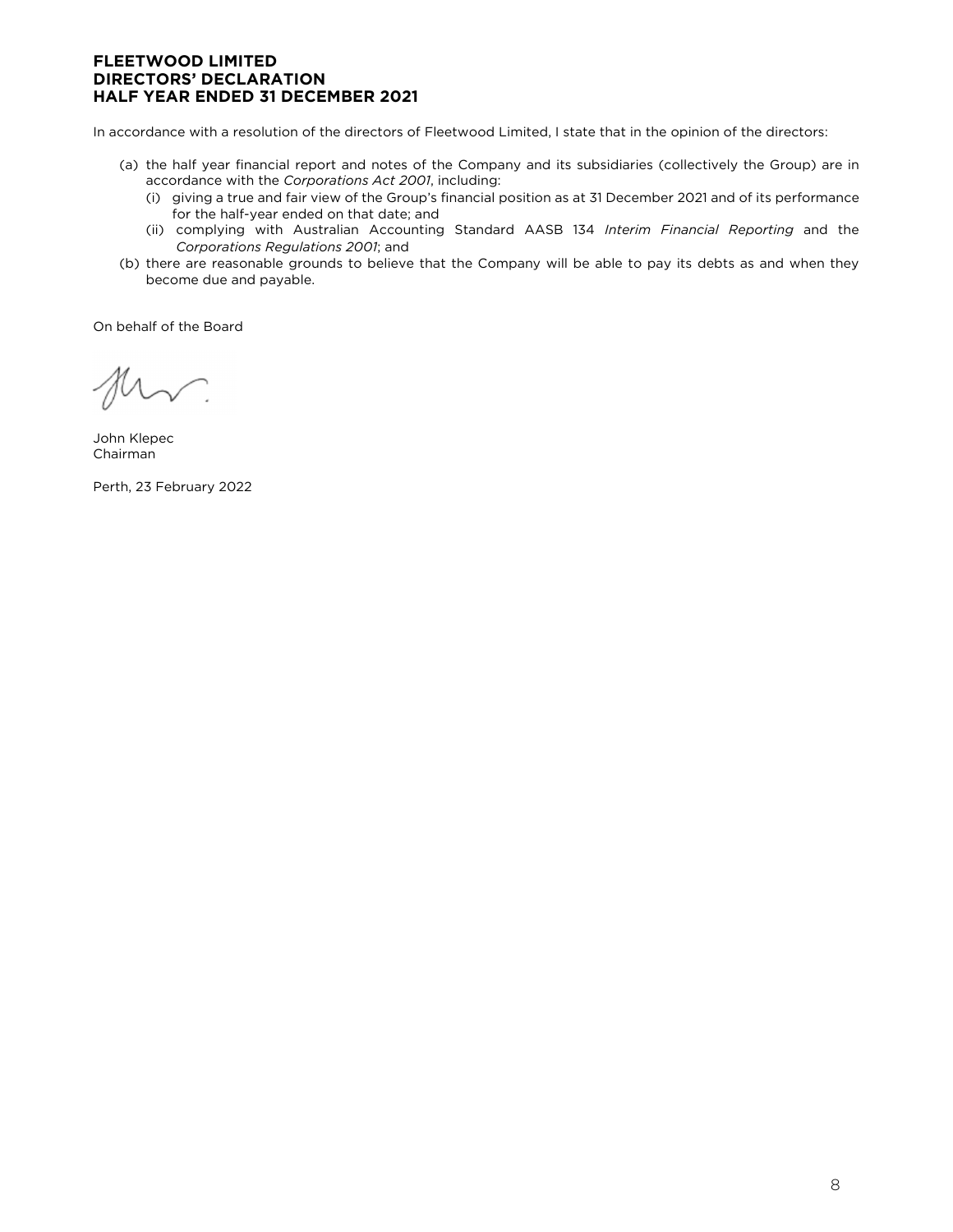**FLEETWOOD LIMITED**
**DIRECTORS' DECLARATION**
**HALF YEAR ENDED 31 DECEMBER 2021**

In accordance with a resolution of the directors of Fleetwood Limited, I state that in the opinion of the directors:

(a) the half year financial report and notes of the Company and its subsidiaries (collectively the Group) are in accordance with the *Corporations Act 2001*, including:
   (i) giving a true and fair view of the Group's financial position as at 31 December 2021 and of its performance for the half-year ended on that date; and
   (ii) complying with Australian Accounting Standard AASB 134 *Interim Financial Reporting* and the *Corporations Regulations 2001*; and

(b) there are reasonable grounds to believe that the Company will be able to pay its debts as and when they become due and payable.

On behalf of the Board

John Klepec
Chairman

Perth, 23 February 2022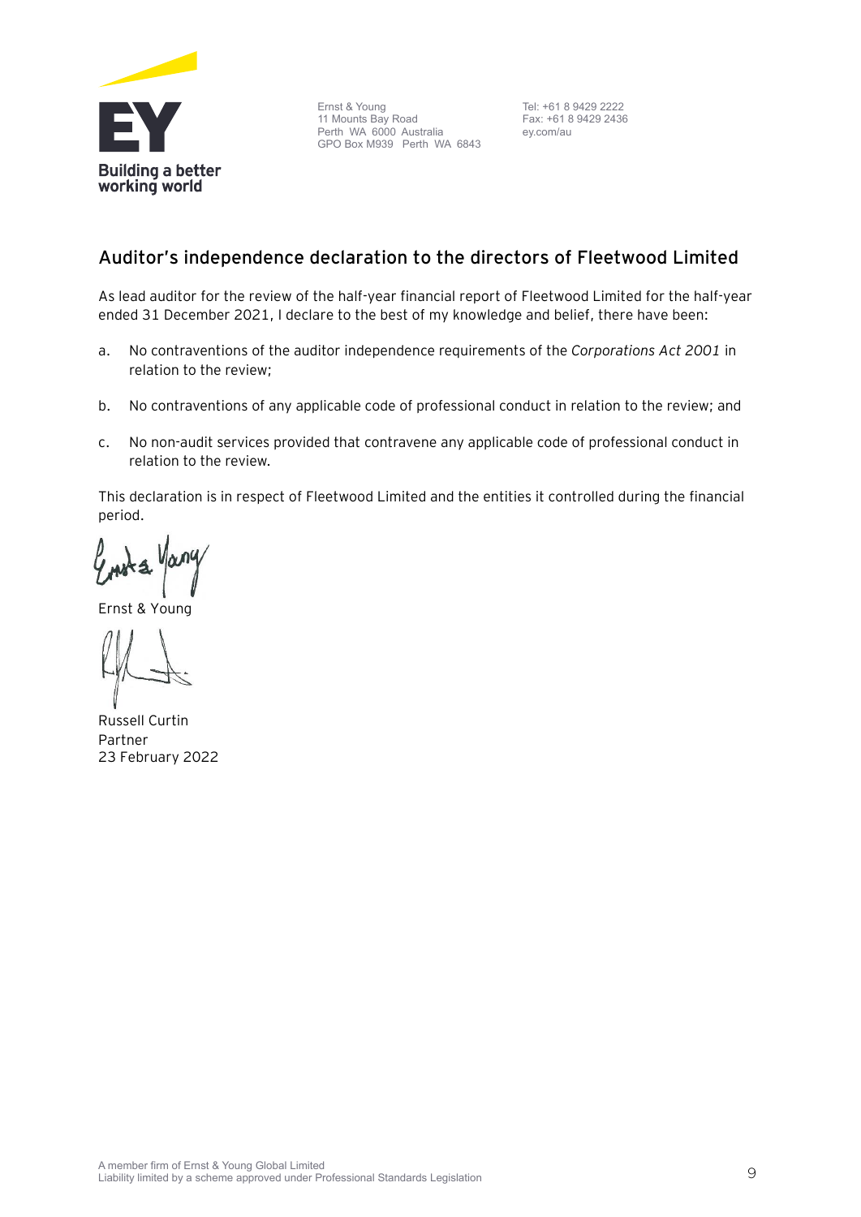Ernst & Young
11 Mounts Bay Road
Perth WA 6000 Australia
GPO Box M939 Perth WA 6843

Tel: +61 8 9429 2222
Fax: +61 8 9429 2436
ey.com/au

## Auditor's independence declaration to the directors of Fleetwood Limited

As lead auditor for the review of the half-year financial report of Fleetwood Limited for the half-year ended 31 December 2021, I declare to the best of my knowledge and belief, there have been:

a. No contraventions of the auditor independence requirements of the *Corporations Act 2001* in relation to the review;

b. No contraventions of any applicable code of professional conduct in relation to the review; and

c. No non-audit services provided that contravene any applicable code of professional conduct in relation to the review.

This declaration is in respect of Fleetwood Limited and the entities it controlled during the financial period.

Ernst & Young

Russell Curtin
Partner
23 February 2022

A member firm of Ernst & Young Global Limited
Liability limited by a scheme approved under Professional Standards Legislation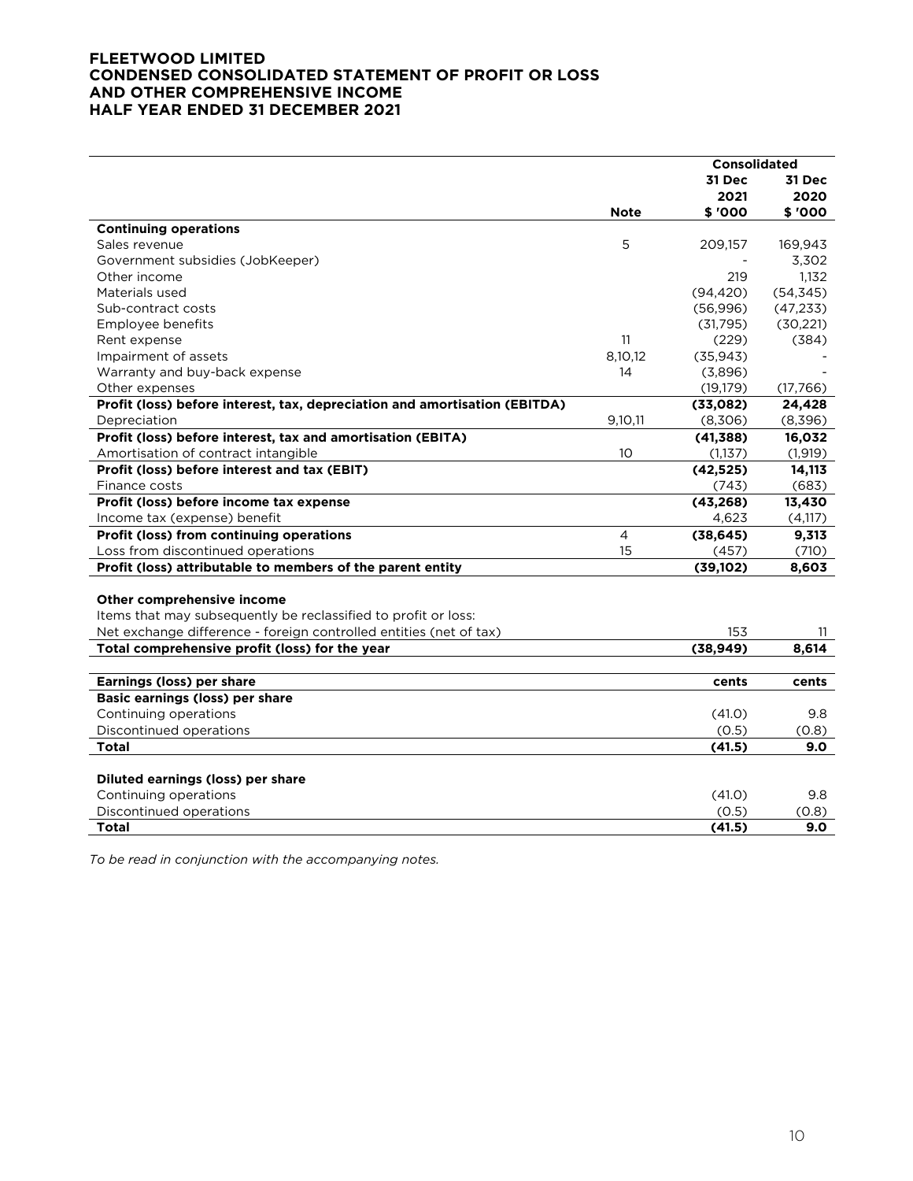# FLEETWOOD LIMITED
# CONDENSED CONSOLIDATED STATEMENT OF PROFIT OR LOSS AND OTHER COMPREHENSIVE INCOME
# HALF YEAR ENDED 31 DECEMBER 2021

| | | Consolidated | |
|---|---|---|---|
| | | 31 Dec 2021 | 31 Dec 2020 |
| | Note | $ '000 | $ '000 |
| **Continuing operations** | | | |
| Sales revenue | 5 | 209,157 | 169,943 |
| Government subsidies (JobKeeper) | | - | 3,302 |
| Other income | | 219 | 1,132 |
| Materials used | | (94,420) | (54,345) |
| Sub-contract costs | | (56,996) | (47,233) |
| Employee benefits | | (31,795) | (30,221) |
| Rent expense | 11 | (229) | (384) |
| Impairment of assets | 8,10,12 | (35,943) | - |
| Warranty and buy-back expense | 14 | (3,896) | - |
| Other expenses | | (19,179) | (17,766) |
| **Profit (loss) before interest, tax, depreciation and amortisation (EBITDA)** | | **(33,082)** | **24,428** |
| Depreciation | 9,10,11 | (8,306) | (8,396) |
| **Profit (loss) before interest, tax and amortisation (EBITA)** | | **(41,388)** | **16,032** |
| Amortisation of contract intangible | 10 | (1,137) | (1,919) |
| **Profit (loss) before interest and tax (EBIT)** | | **(42,525)** | **14,113** |
| Finance costs | | (743) | (683) |
| **Profit (loss) before income tax expense** | | **(43,268)** | **13,430** |
| Income tax (expense) benefit | | 4,623 | (4,117) |
| **Profit (loss) from continuing operations** | 4 | **(38,645)** | **9,313** |
| Loss from discontinued operations | 15 | (457) | (710) |
| **Profit (loss) attributable to members of the parent entity** | | **(39,102)** | **8,603** |
| | | | |
| **Other comprehensive income** | | | |
| Items that may subsequently be reclassified to profit or loss: | | | |
| Net exchange difference - foreign controlled entities (net of tax) | | 153 | 11 |
| **Total comprehensive profit (loss) for the year** | | **(38,949)** | **8,614** |
| | | | |
| **Earnings (loss) per share** | | **cents** | **cents** |
| **Basic earnings (loss) per share** | | | |
| Continuing operations | | (41.0) | 9.8 |
| Discontinued operations | | (0.5) | (0.8) |
| **Total** | | **(41.5)** | **9.0** |
| | | | |
| **Diluted earnings (loss) per share** | | | |
| Continuing operations | | (41.0) | 9.8 |
| Discontinued operations | | (0.5) | (0.8) |
| **Total** | | **(41.5)** | **9.0** |

*To be read in conjunction with the accompanying notes.*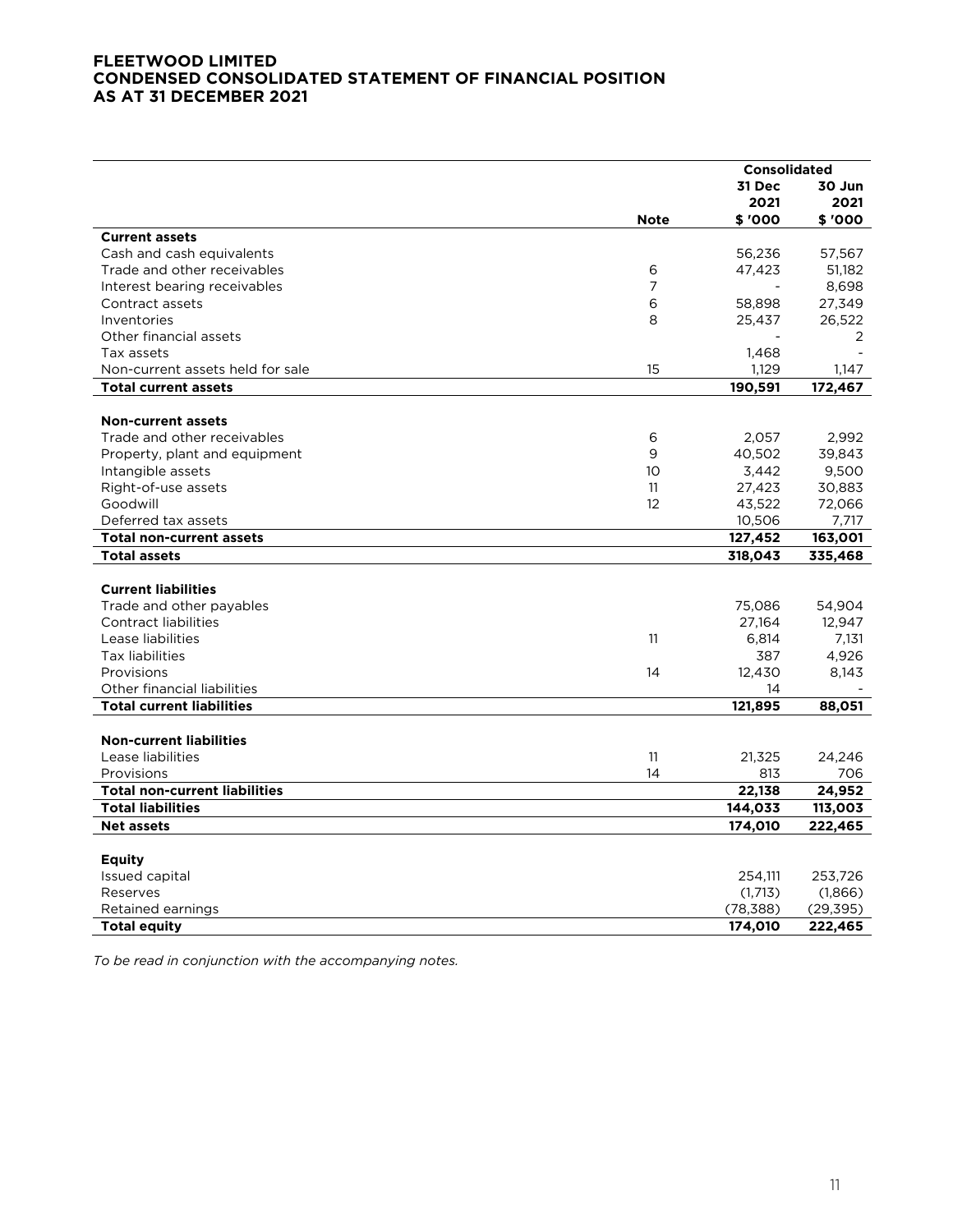# FLEETWOOD LIMITED
# CONDENSED CONSOLIDATED STATEMENT OF FINANCIAL POSITION
# AS AT 31 DECEMBER 2021

| | | Consolidated | |
|---|---|---|---|
| | | 31 Dec 2021 | 30 Jun 2021 |
| | Note | $ '000 | $ '000 |
| **Current assets** | | | |
| Cash and cash equivalents | | 56,236 | 57,567 |
| Trade and other receivables | 6 | 47,423 | 51,182 |
| Interest bearing receivables | 7 | - | 8,698 |
| Contract assets | 6 | 58,898 | 27,349 |
| Inventories | 8 | 25,437 | 26,522 |
| Other financial assets | | - | 2 |
| Tax assets | | 1,468 | - |
| Non-current assets held for sale | 15 | 1,129 | 1,147 |
| **Total current assets** | | **190,591** | **172,467** |
| | | | |
| **Non-current assets** | | | |
| Trade and other receivables | 6 | 2,057 | 2,992 |
| Property, plant and equipment | 9 | 40,502 | 39,843 |
| Intangible assets | 10 | 3,442 | 9,500 |
| Right-of-use assets | 11 | 27,423 | 30,883 |
| Goodwill | 12 | 43,522 | 72,066 |
| Deferred tax assets | | 10,506 | 7,717 |
| **Total non-current assets** | | **127,452** | **163,001** |
| **Total assets** | | **318,043** | **335,468** |
| | | | |
| **Current liabilities** | | | |
| Trade and other payables | | 75,086 | 54,904 |
| Contract liabilities | | 27,164 | 12,947 |
| Lease liabilities | 11 | 6,814 | 7,131 |
| Tax liabilities | | 387 | 4,926 |
| Provisions | 14 | 12,430 | 8,143 |
| Other financial liabilities | | 14 | - |
| **Total current liabilities** | | **121,895** | **88,051** |
| | | | |
| **Non-current liabilities** | | | |
| Lease liabilities | 11 | 21,325 | 24,246 |
| Provisions | 14 | 813 | 706 |
| **Total non-current liabilities** | | **22,138** | **24,952** |
| **Total liabilities** | | **144,033** | **113,003** |
| **Net assets** | | **174,010** | **222,465** |
| | | | |
| **Equity** | | | |
| Issued capital | | 254,111 | 253,726 |
| Reserves | | (1,713) | (1,866) |
| Retained earnings | | (78,388) | (29,395) |
| **Total equity** | | **174,010** | **222,465** |

*To be read in conjunction with the accompanying notes.*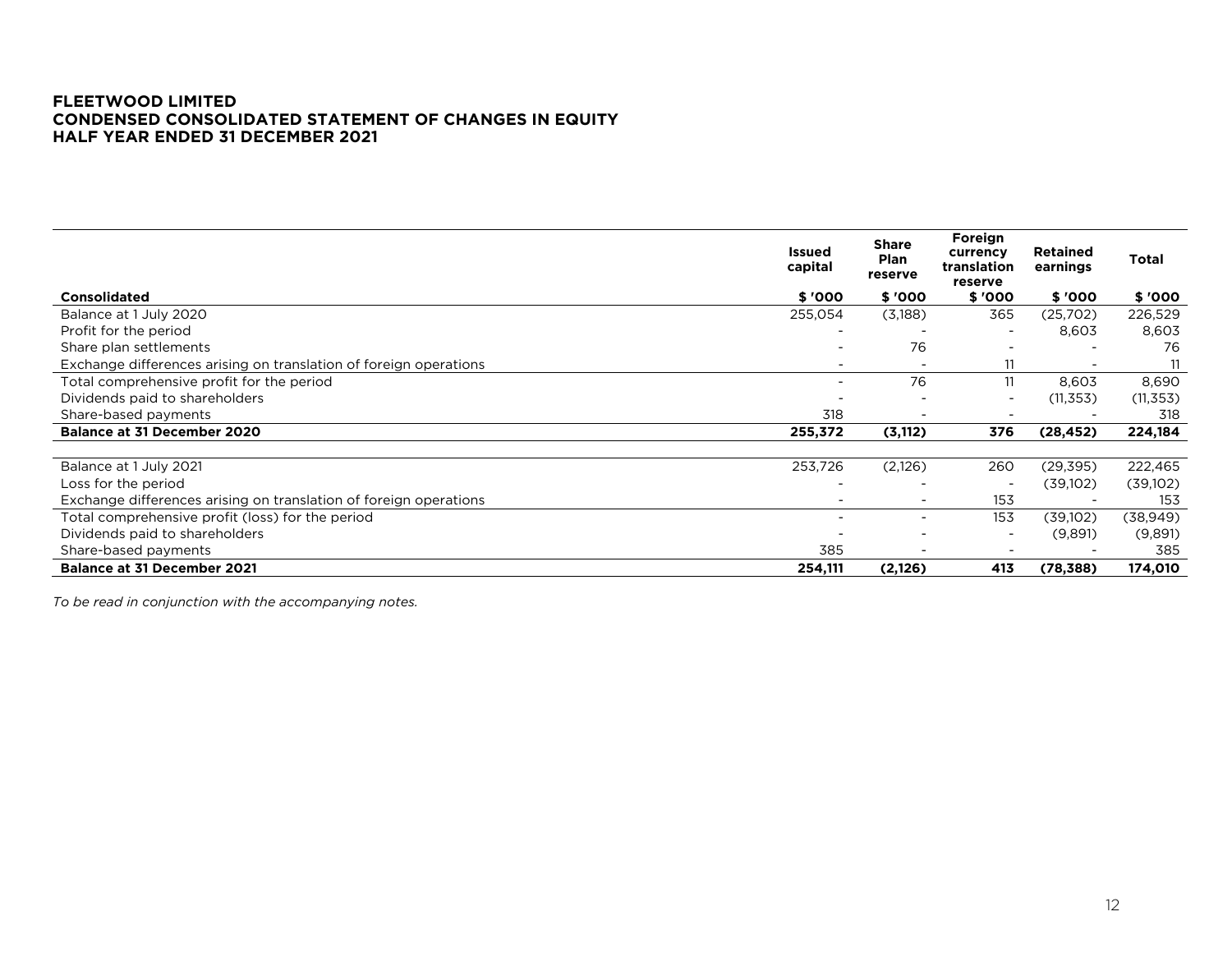**FLEETWOOD LIMITED**
**CONDENSED CONSOLIDATED STATEMENT OF CHANGES IN EQUITY**
**HALF YEAR ENDED 31 DECEMBER 2021**

| Consolidated | Issued capital<br>$ '000 | Share Plan reserve<br>$ '000 | Foreign currency translation reserve<br>$ '000 | Retained earnings<br>$ '000 | Total<br>$ '000 |
|---|---|---|---|---|---|
| Balance at 1 July 2020 | 255,054 | (3,188) | 365 | (25,702) | 226,529 |
| Profit for the period | - | - | - | 8,603 | 8,603 |
| Share plan settlements | - | 76 | - | - | 76 |
| Exchange differences arising on translation of foreign operations | - | - | 11 | - | 11 |
| Total comprehensive profit for the period | - | 76 | 11 | 8,603 | 8,690 |
| Dividends paid to shareholders | - | - | - | (11,353) | (11,353) |
| Share-based payments | 318 | - | - | - | 318 |
| **Balance at 31 December 2020** | **255,372** | **(3,112)** | **376** | **(28,452)** | **224,184** |
| | | | | | |
| Balance at 1 July 2021 | 253,726 | (2,126) | 260 | (29,395) | 222,465 |
| Loss for the period | - | - | - | (39,102) | (39,102) |
| Exchange differences arising on translation of foreign operations | - | - | 153 | - | 153 |
| Total comprehensive profit (loss) for the period | - | - | 153 | (39,102) | (38,949) |
| Dividends paid to shareholders | - | - | - | (9,891) | (9,891) |
| Share-based payments | 385 | - | - | - | 385 |
| **Balance at 31 December 2021** | **254,111** | **(2,126)** | **413** | **(78,388)** | **174,010** |

*To be read in conjunction with the accompanying notes.*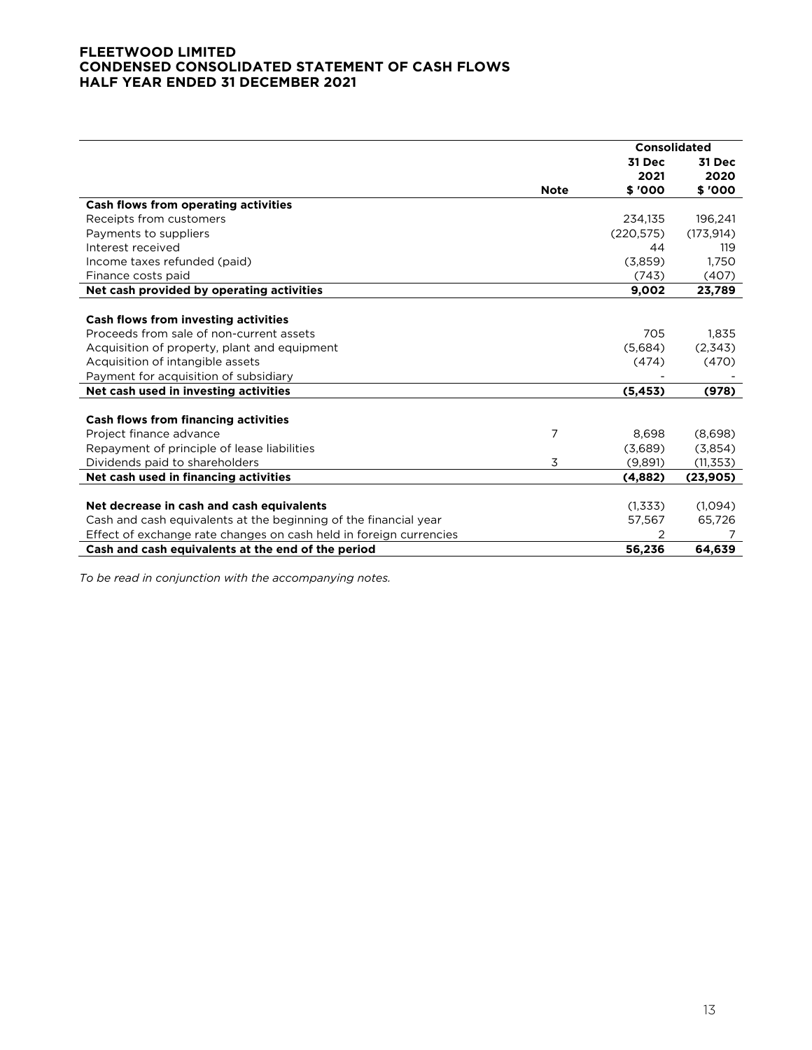# FLEETWOOD LIMITED
# CONDENSED CONSOLIDATED STATEMENT OF CASH FLOWS
# HALF YEAR ENDED 31 DECEMBER 2021

| | | Consolidated | |
|---|---|---|---|
| | | 31 Dec 2021 | 31 Dec 2020 |
| | Note | $ '000 | $ '000 |
| **Cash flows from operating activities** | | | |
| Receipts from customers | | 234,135 | 196,241 |
| Payments to suppliers | | (220,575) | (173,914) |
| Interest received | | 44 | 119 |
| Income taxes refunded (paid) | | (3,859) | 1,750 |
| Finance costs paid | | (743) | (407) |
| **Net cash provided by operating activities** | | **9,002** | **23,789** |
| | | | |
| **Cash flows from investing activities** | | | |
| Proceeds from sale of non-current assets | | 705 | 1,835 |
| Acquisition of property, plant and equipment | | (5,684) | (2,343) |
| Acquisition of intangible assets | | (474) | (470) |
| Payment for acquisition of subsidiary | | - | - |
| **Net cash used in investing activities** | | **(5,453)** | **(978)** |
| | | | |
| **Cash flows from financing activities** | | | |
| Project finance advance | 7 | 8,698 | (8,698) |
| Repayment of principle of lease liabilities | | (3,689) | (3,854) |
| Dividends paid to shareholders | 3 | (9,891) | (11,353) |
| **Net cash used in financing activities** | | **(4,882)** | **(23,905)** |
| | | | |
| **Net decrease in cash and cash equivalents** | | (1,333) | (1,094) |
| Cash and cash equivalents at the beginning of the financial year | | 57,567 | 65,726 |
| Effect of exchange rate changes on cash held in foreign currencies | | 2 | 7 |
| **Cash and cash equivalents at the end of the period** | | **56,236** | **64,639** |

*To be read in conjunction with the accompanying notes.*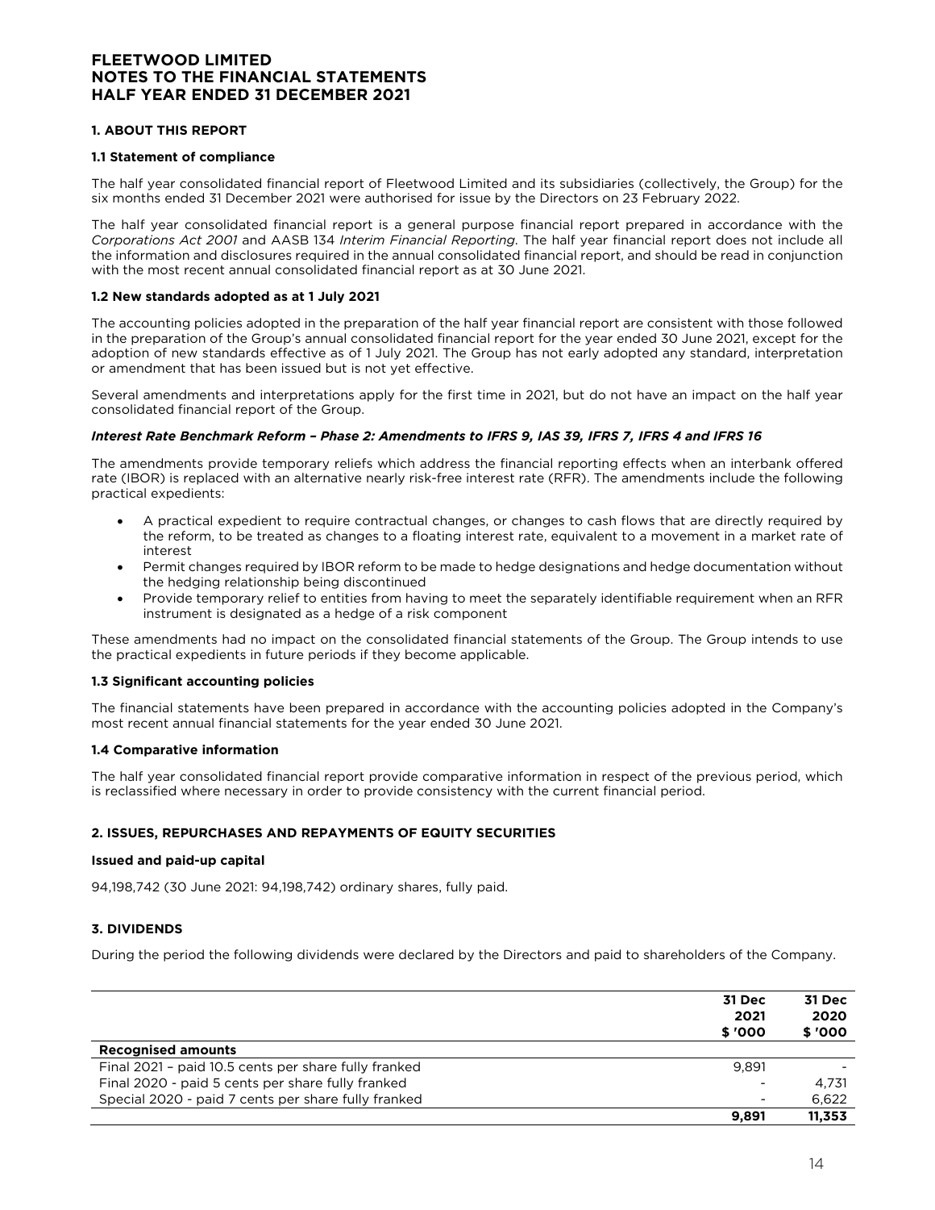# FLEETWOOD LIMITED
# NOTES TO THE FINANCIAL STATEMENTS
# HALF YEAR ENDED 31 DECEMBER 2021

## 1. ABOUT THIS REPORT

### 1.1 Statement of compliance

The half year consolidated financial report of Fleetwood Limited and its subsidiaries (collectively, the Group) for the six months ended 31 December 2021 were authorised for issue by the Directors on 23 February 2022.

The half year consolidated financial report is a general purpose financial report prepared in accordance with the *Corporations Act 2001* and AASB 134 *Interim Financial Reporting*. The half year financial report does not include all the information and disclosures required in the annual consolidated financial report, and should be read in conjunction with the most recent annual consolidated financial report as at 30 June 2021.

### 1.2 New standards adopted as at 1 July 2021

The accounting policies adopted in the preparation of the half year financial report are consistent with those followed in the preparation of the Group's annual consolidated financial report for the year ended 30 June 2021, except for the adoption of new standards effective as of 1 July 2021. The Group has not early adopted any standard, interpretation or amendment that has been issued but is not yet effective.

Several amendments and interpretations apply for the first time in 2021, but do not have an impact on the half year consolidated financial report of the Group.

***Interest Rate Benchmark Reform – Phase 2: Amendments to IFRS 9, IAS 39, IFRS 7, IFRS 4 and IFRS 16***

The amendments provide temporary reliefs which address the financial reporting effects when an interbank offered rate (IBOR) is replaced with an alternative nearly risk-free interest rate (RFR). The amendments include the following practical expedients:

- A practical expedient to require contractual changes, or changes to cash flows that are directly required by the reform, to be treated as changes to a floating interest rate, equivalent to a movement in a market rate of interest
- Permit changes required by IBOR reform to be made to hedge designations and hedge documentation without the hedging relationship being discontinued
- Provide temporary relief to entities from having to meet the separately identifiable requirement when an RFR instrument is designated as a hedge of a risk component

These amendments had no impact on the consolidated financial statements of the Group. The Group intends to use the practical expedients in future periods if they become applicable.

### 1.3 Significant accounting policies

The financial statements have been prepared in accordance with the accounting policies adopted in the Company's most recent annual financial statements for the year ended 30 June 2021.

### 1.4 Comparative information

The half year consolidated financial report provide comparative information in respect of the previous period, which is reclassified where necessary in order to provide consistency with the current financial period.

## 2. ISSUES, REPURCHASES AND REPAYMENTS OF EQUITY SECURITIES

### Issued and paid-up capital

94,198,742 (30 June 2021: 94,198,742) ordinary shares, fully paid.

## 3. DIVIDENDS

During the period the following dividends were declared by the Directors and paid to shareholders of the Company.

| | 31 Dec 2021 $ '000 | 31 Dec 2020 $ '000 |
|---|---|---|
| **Recognised amounts** | | |
| Final 2021 – paid 10.5 cents per share fully franked | 9,891 | - |
| Final 2020 - paid 5 cents per share fully franked | - | 4,731 |
| Special 2020 - paid 7 cents per share fully franked | - | 6,622 |
| | **9,891** | **11,353** |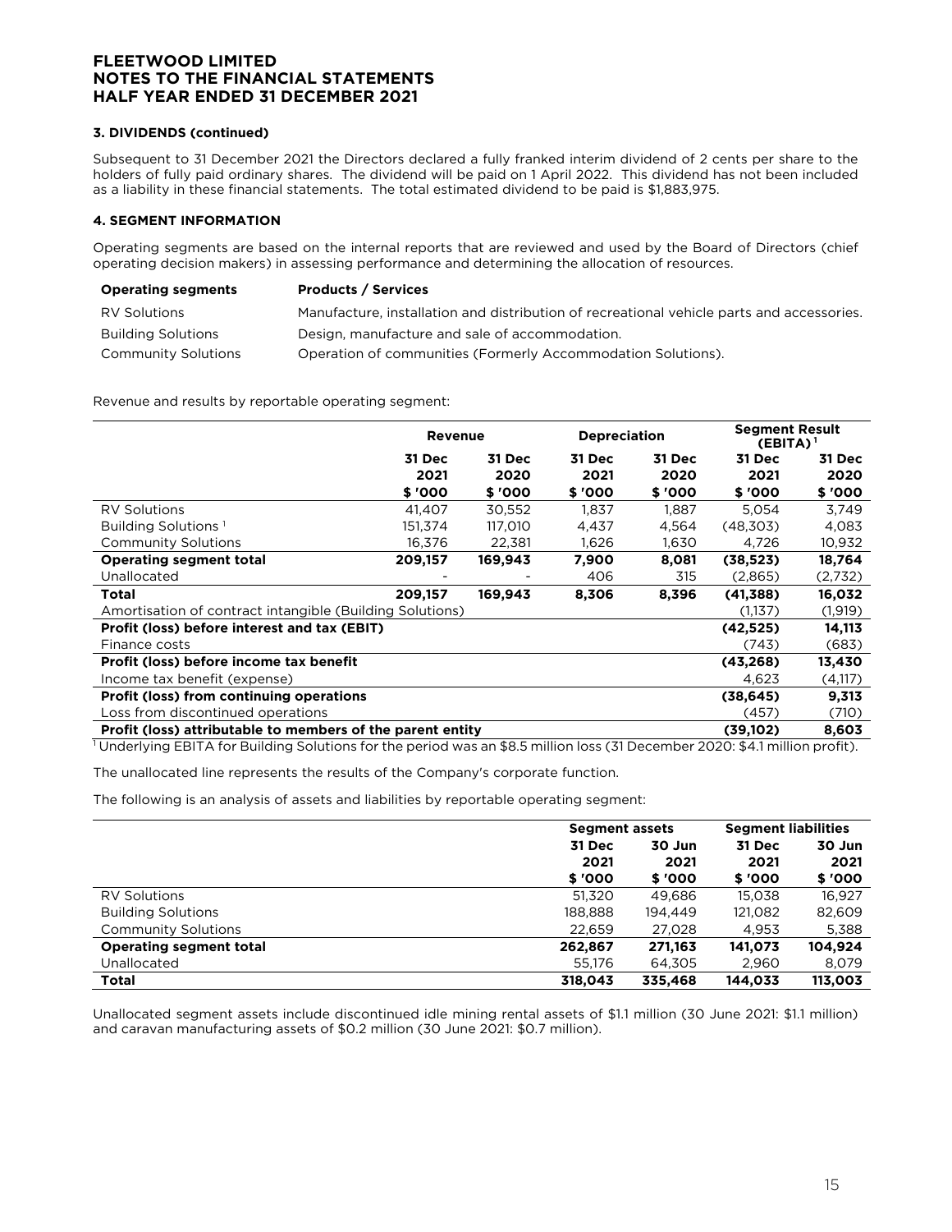# FLEETWOOD LIMITED
# NOTES TO THE FINANCIAL STATEMENTS
# HALF YEAR ENDED 31 DECEMBER 2021

### 3. DIVIDENDS (continued)

Subsequent to 31 December 2021 the Directors declared a fully franked interim dividend of 2 cents per share to the holders of fully paid ordinary shares. The dividend will be paid on 1 April 2022. This dividend has not been included as a liability in these financial statements. The total estimated dividend to be paid is $1,883,975.

### 4. SEGMENT INFORMATION

Operating segments are based on the internal reports that are reviewed and used by the Board of Directors (chief operating decision makers) in assessing performance and determining the allocation of resources.

| Operating segments | Products / Services |
|---|---|
| RV Solutions | Manufacture, installation and distribution of recreational vehicle parts and accessories. |
| Building Solutions | Design, manufacture and sale of accommodation. |
| Community Solutions | Operation of communities (Formerly Accommodation Solutions). |

Revenue and results by reportable operating segment:

| | Revenue | | Depreciation | | Segment Result (EBITA)[1] | |
|---|---|---|---|---|---|---|
| | 31 Dec 2021 $ '000 | 31 Dec 2020 $ '000 | 31 Dec 2021 $ '000 | 31 Dec 2020 $ '000 | 31 Dec 2021 $ '000 | 31 Dec 2020 $ '000 |
| RV Solutions | 41,407 | 30,552 | 1,837 | 1,887 | 5,054 | 3,749 |
| Building Solutions [1] | 151,374 | 117,010 | 4,437 | 4,564 | (48,303) | 4,083 |
| Community Solutions | 16,376 | 22,381 | 1,626 | 1,630 | 4,726 | 10,932 |
| **Operating segment total** | **209,157** | **169,943** | **7,900** | **8,081** | **(38,523)** | **18,764** |
| Unallocated | - | - | 406 | 315 | (2,865) | (2,732) |
| **Total** | **209,157** | **169,943** | **8,306** | **8,396** | **(41,388)** | **16,032** |
| Amortisation of contract intangible (Building Solutions) | | | | | (1,137) | (1,919) |
| **Profit (loss) before interest and tax (EBIT)** | | | | | **(42,525)** | **14,113** |
| Finance costs | | | | | (743) | (683) |
| **Profit (loss) before income tax benefit** | | | | | **(43,268)** | **13,430** |
| Income tax benefit (expense) | | | | | 4,623 | (4,117) |
| **Profit (loss) from continuing operations** | | | | | **(38,645)** | **9,313** |
| Loss from discontinued operations | | | | | (457) | (710) |
| **Profit (loss) attributable to members of the parent entity** | | | | | **(39,102)** | **8,603** |

[1] Underlying EBITA for Building Solutions for the period was an $8.5 million loss (31 December 2020: $4.1 million profit).

The unallocated line represents the results of the Company's corporate function.

The following is an analysis of assets and liabilities by reportable operating segment:

| | Segment assets | | Segment liabilities | |
|---|---|---|---|---|
| | 31 Dec 2021 $ '000 | 30 Jun 2021 $ '000 | 31 Dec 2021 $ '000 | 30 Jun 2021 $ '000 |
| RV Solutions | 51,320 | 49,686 | 15,038 | 16,927 |
| Building Solutions | 188,888 | 194,449 | 121,082 | 82,609 |
| Community Solutions | 22,659 | 27,028 | 4,953 | 5,388 |
| **Operating segment total** | **262,867** | **271,163** | **141,073** | **104,924** |
| Unallocated | 55,176 | 64,305 | 2,960 | 8,079 |
| **Total** | **318,043** | **335,468** | **144,033** | **113,003** |

Unallocated segment assets include discontinued idle mining rental assets of $1.1 million (30 June 2021: $1.1 million) and caravan manufacturing assets of $0.2 million (30 June 2021: $0.7 million).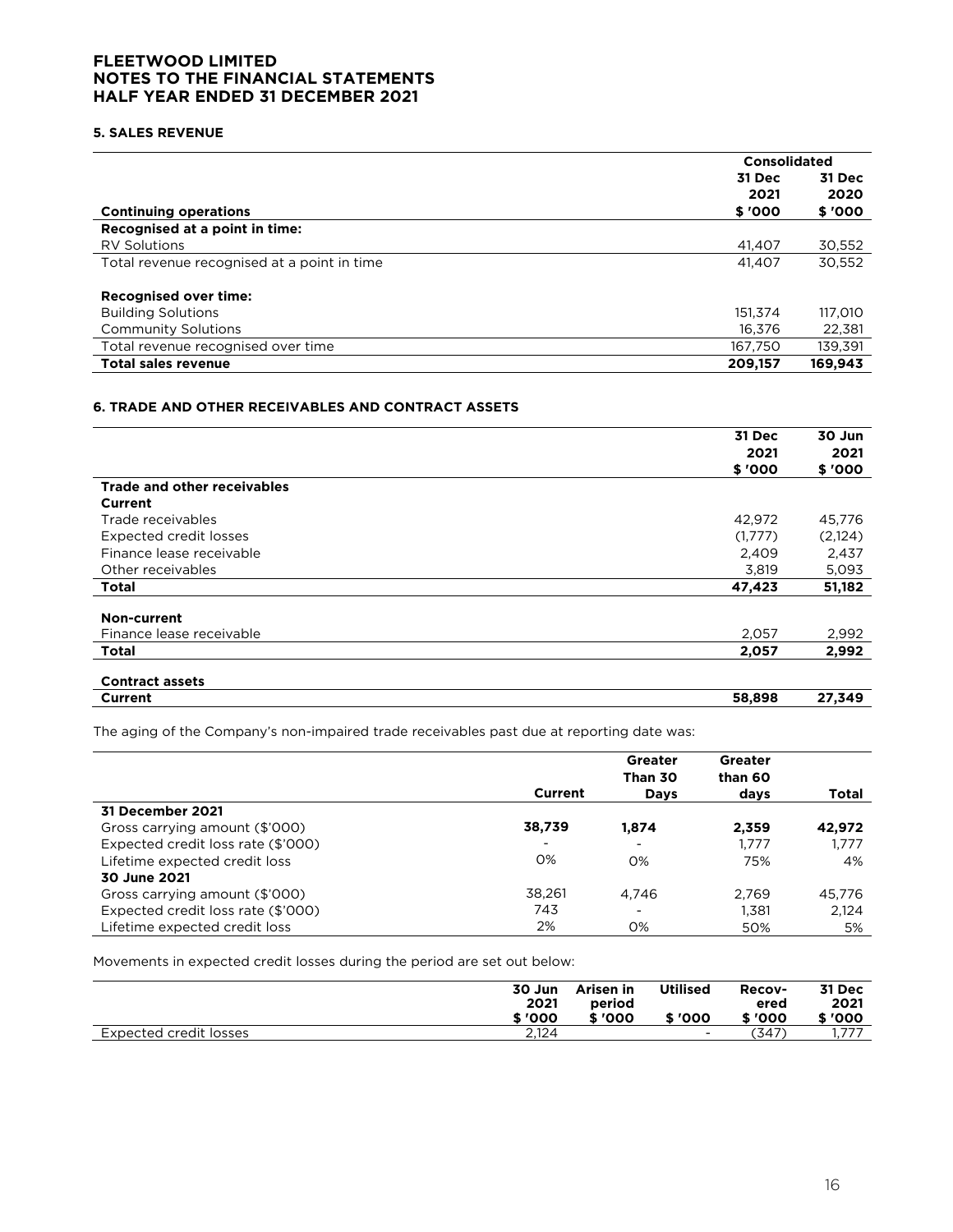# FLEETWOOD LIMITED
# NOTES TO THE FINANCIAL STATEMENTS
# HALF YEAR ENDED 31 DECEMBER 2021

## 5. SALES REVENUE

| | Consolidated | |
|---|---|---|
| | 31 Dec 2021 | 31 Dec 2020 |
| **Continuing operations** | **$ '000** | **$ '000** |
| **Recognised at a point in time:** | | |
| RV Solutions | 41,407 | 30,552 |
| Total revenue recognised at a point in time | 41,407 | 30,552 |
| | | |
| **Recognised over time:** | | |
| Building Solutions | 151,374 | 117,010 |
| Community Solutions | 16,376 | 22,381 |
| Total revenue recognised over time | 167,750 | 139,391 |
| **Total sales revenue** | **209,157** | **169,943** |

## 6. TRADE AND OTHER RECEIVABLES AND CONTRACT ASSETS

| | 31 Dec 2021 $ '000 | 30 Jun 2021 $ '000 |
|---|---|---|
| **Trade and other receivables** | | |
| **Current** | | |
| Trade receivables | 42,972 | 45,776 |
| Expected credit losses | (1,777) | (2,124) |
| Finance lease receivable | 2,409 | 2,437 |
| Other receivables | 3,819 | 5,093 |
| **Total** | **47,423** | **51,182** |
| | | |
| **Non-current** | | |
| Finance lease receivable | 2,057 | 2,992 |
| **Total** | **2,057** | **2,992** |
| | | |
| **Contract assets** | | |
| **Current** | **58,898** | **27,349** |

The aging of the Company's non-impaired trade receivables past due at reporting date was:

| | Current | Greater Than 30 Days | Greater than 60 days | Total |
|---|---|---|---|---|
| **31 December 2021** | | | | |
| Gross carrying amount ($'000) | **38,739** | **1,874** | **2,359** | **42,972** |
| Expected credit loss rate ($'000) | - | - | 1,777 | 1,777 |
| Lifetime expected credit loss | 0% | 0% | 75% | 4% |
| **30 June 2021** | | | | |
| Gross carrying amount ($'000) | 38,261 | 4,746 | 2,769 | 45,776 |
| Expected credit loss rate ($'000) | 743 | - | 1,381 | 2,124 |
| Lifetime expected credit loss | 2% | 0% | 50% | 5% |

Movements in expected credit losses during the period are set out below:

| | 30 Jun 2021 $ '000 | Arisen in period $ '000 | Utilised $ '000 | Recovered $ '000 | 31 Dec 2021 $ '000 |
|---|---|---|---|---|---|
| Expected credit losses | 2,124 | | - | (347) | 1,777 |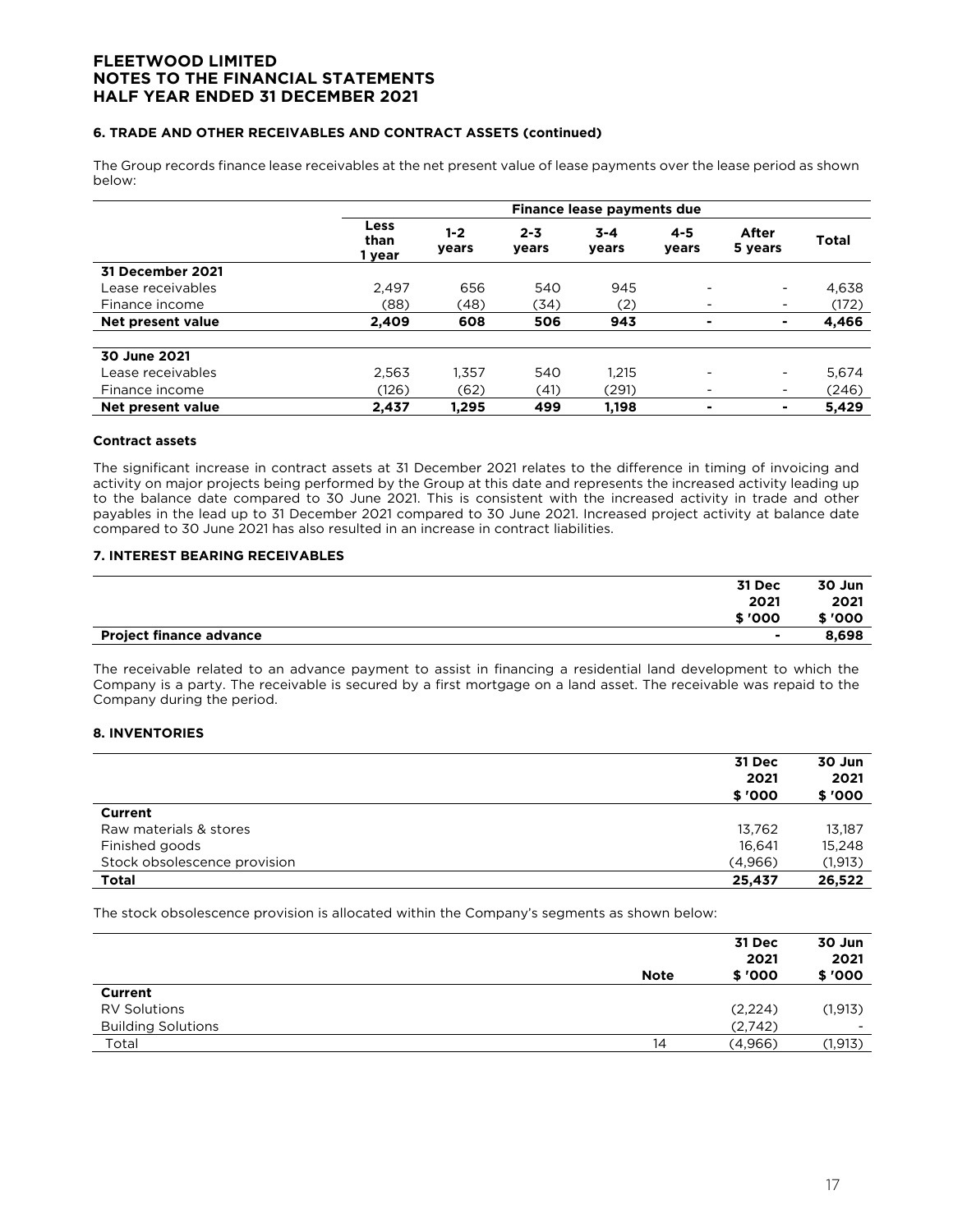#### 6. TRADE AND OTHER RECEIVABLES AND CONTRACT ASSETS (continued)

The Group records finance lease receivables at the net present value of lease payments over the lease period as shown below:

| | Finance lease payments due | | | | | | |
|---|---|---|---|---|---|---|---|
| | Less than 1 year | 1-2 years | 2-3 years | 3-4 years | 4-5 years | After 5 years | Total |
| **31 December 2021** | | | | | | | |
| Lease receivables | 2,497 | 656 | 540 | 945 | - | - | 4,638 |
| Finance income | (88) | (48) | (34) | (2) | - | - | (172) |
| **Net present value** | **2,409** | **608** | **506** | **943** | **-** | **-** | **4,466** |
| | | | | | | | |
| **30 June 2021** | | | | | | | |
| Lease receivables | 2,563 | 1,357 | 540 | 1,215 | - | - | 5,674 |
| Finance income | (126) | (62) | (41) | (291) | - | - | (246) |
| **Net present value** | **2,437** | **1,295** | **499** | **1,198** | **-** | **-** | **5,429** |

**Contract assets**

The significant increase in contract assets at 31 December 2021 relates to the difference in timing of invoicing and activity on major projects being performed by the Group at this date and represents the increased activity leading up to the balance date compared to 30 June 2021. This is consistent with the increased activity in trade and other payables in the lead up to 31 December 2021 compared to 30 June 2021. Increased project activity at balance date compared to 30 June 2021 has also resulted in an increase in contract liabilities.

#### 7. INTEREST BEARING RECEIVABLES

| | 31 Dec 2021 $ '000 | 30 Jun 2021 $ '000 |
|---|---|---|
| **Project finance advance** | **-** | **8,698** |

The receivable related to an advance payment to assist in financing a residential land development to which the Company is a party. The receivable is secured by a first mortgage on a land asset. The receivable was repaid to the Company during the period.

#### 8. INVENTORIES

| | 31 Dec 2021 $ '000 | 30 Jun 2021 $ '000 |
|---|---|---|
| **Current** | | |
| Raw materials & stores | 13,762 | 13,187 |
| Finished goods | 16,641 | 15,248 |
| Stock obsolescence provision | (4,966) | (1,913) |
| **Total** | **25,437** | **26,522** |

The stock obsolescence provision is allocated within the Company's segments as shown below:

| | Note | 31 Dec 2021 $ '000 | 30 Jun 2021 $ '000 |
|---|---|---|---|
| **Current** | | | |
| RV Solutions | | (2,224) | (1,913) |
| Building Solutions | | (2,742) | - |
| Total | 14 | (4,966) | (1,913) |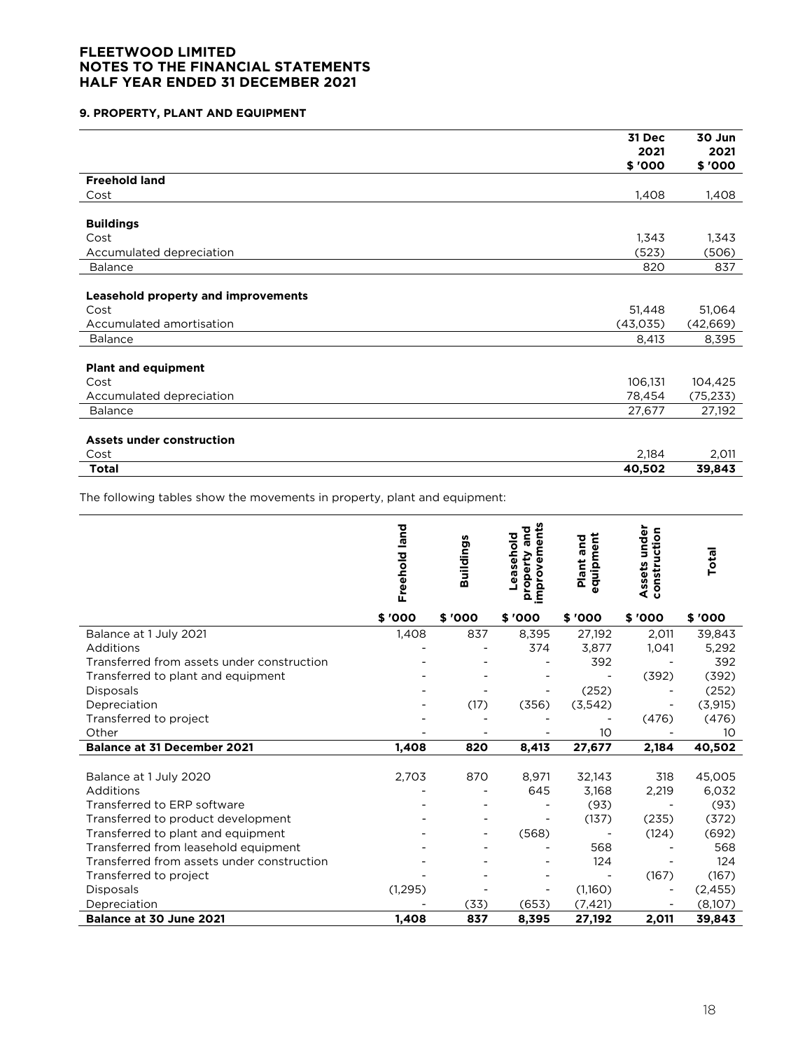**FLEETWOOD LIMITED**
**NOTES TO THE FINANCIAL STATEMENTS**
**HALF YEAR ENDED 31 DECEMBER 2021**

### 9. PROPERTY, PLANT AND EQUIPMENT

| | 31 Dec 2021 $ '000 | 30 Jun 2021 $ '000 |
|---|---|---|
| **Freehold land** | | |
| Cost | 1,408 | 1,408 |
| | | |
| **Buildings** | | |
| Cost | 1,343 | 1,343 |
| Accumulated depreciation | (523) | (506) |
| Balance | 820 | 837 |
| | | |
| **Leasehold property and improvements** | | |
| Cost | 51,448 | 51,064 |
| Accumulated amortisation | (43,035) | (42,669) |
| Balance | 8,413 | 8,395 |
| | | |
| **Plant and equipment** | | |
| Cost | 106,131 | 104,425 |
| Accumulated depreciation | 78,454 | (75,233) |
| Balance | 27,677 | 27,192 |
| | | |
| **Assets under construction** | | |
| Cost | 2,184 | 2,011 |
| **Total** | **40,502** | **39,843** |

The following tables show the movements in property, plant and equipment:

| | Freehold land $ '000 | Buildings $ '000 | Leasehold property and improvements $ '000 | Plant and equipment $ '000 | Assets under construction $ '000 | Total $ '000 |
|---|---|---|---|---|---|---|
| Balance at 1 July 2021 | 1,408 | 837 | 8,395 | 27,192 | 2,011 | 39,843 |
| Additions | - | - | 374 | 3,877 | 1,041 | 5,292 |
| Transferred from assets under construction | - | - | - | 392 | - | 392 |
| Transferred to plant and equipment | - | - | - | - | (392) | (392) |
| Disposals | - | - | - | (252) | - | (252) |
| Depreciation | - | (17) | (356) | (3,542) | - | (3,915) |
| Transferred to project | - | - | - | - | (476) | (476) |
| Other | - | - | - | 10 | - | 10 |
| **Balance at 31 December 2021** | **1,408** | **820** | **8,413** | **27,677** | **2,184** | **40,502** |
| | | | | | | |
| Balance at 1 July 2020 | 2,703 | 870 | 8,971 | 32,143 | 318 | 45,005 |
| Additions | - | - | 645 | 3,168 | 2,219 | 6,032 |
| Transferred to ERP software | - | - | - | (93) | - | (93) |
| Transferred to product development | - | - | - | (137) | (235) | (372) |
| Transferred to plant and equipment | - | - | (568) | - | (124) | (692) |
| Transferred from leasehold equipment | - | - | - | 568 | - | 568 |
| Transferred from assets under construction | - | - | - | 124 | - | 124 |
| Transferred to project | - | - | - | - | (167) | (167) |
| Disposals | (1,295) | - | - | (1,160) | - | (2,455) |
| Depreciation | - | (33) | (653) | (7,421) | - | (8,107) |
| **Balance at 30 June 2021** | **1,408** | **837** | **8,395** | **27,192** | **2,011** | **39,843** |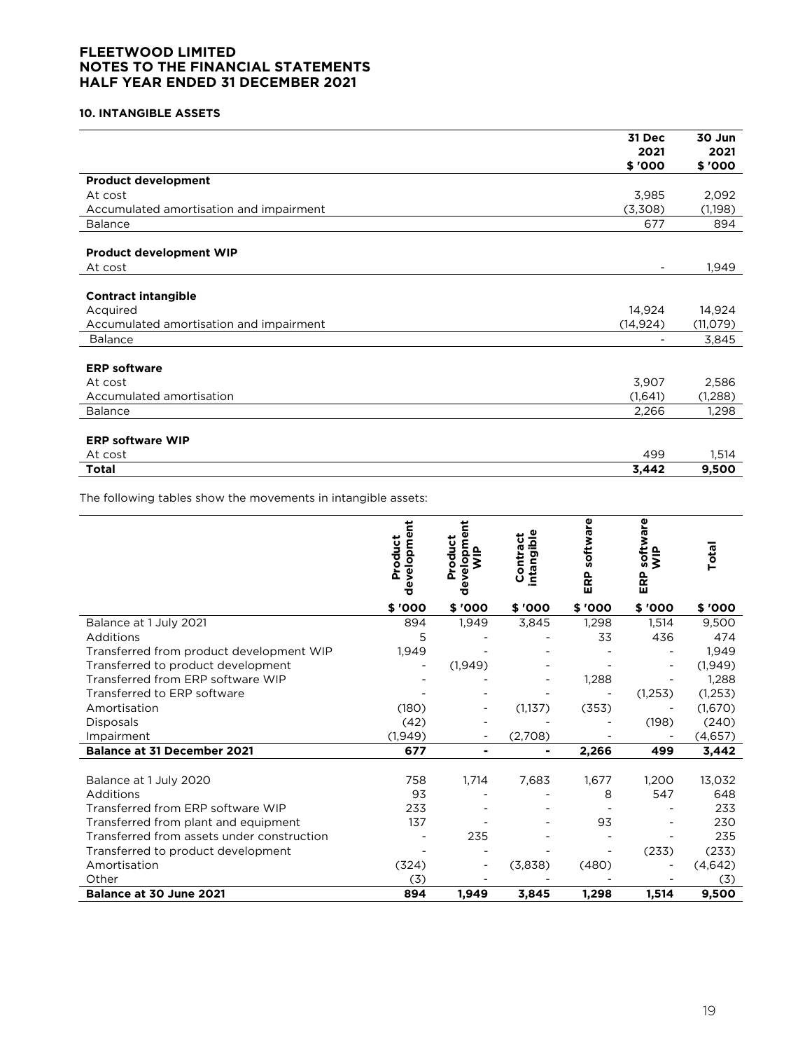**FLEETWOOD LIMITED**
**NOTES TO THE FINANCIAL STATEMENTS**
**HALF YEAR ENDED 31 DECEMBER 2021**

### 10. INTANGIBLE ASSETS

| | 31 Dec 2021 $ '000 | 30 Jun 2021 $ '000 |
|---|---|---|
| **Product development** | | |
| At cost | 3,985 | 2,092 |
| Accumulated amortisation and impairment | (3,308) | (1,198) |
| Balance | 677 | 894 |
| | | |
| **Product development WIP** | | |
| At cost | - | 1,949 |
| | | |
| **Contract intangible** | | |
| Acquired | 14,924 | 14,924 |
| Accumulated amortisation and impairment | (14,924) | (11,079) |
| Balance | - | 3,845 |
| | | |
| **ERP software** | | |
| At cost | 3,907 | 2,586 |
| Accumulated amortisation | (1,641) | (1,288) |
| Balance | 2,266 | 1,298 |
| | | |
| **ERP software WIP** | | |
| At cost | 499 | 1,514 |
| **Total** | **3,442** | **9,500** |

The following tables show the movements in intangible assets:

| | Product development $ '000 | Product development WIP $ '000 | Contract intangible $ '000 | ERP software $ '000 | ERP software WIP $ '000 | Total $ '000 |
|---|---|---|---|---|---|---|
| Balance at 1 July 2021 | 894 | 1,949 | 3,845 | 1,298 | 1,514 | 9,500 |
| Additions | 5 | - | - | 33 | 436 | 474 |
| Transferred from product development WIP | 1,949 | - | - | - | - | 1,949 |
| Transferred to product development | - | (1,949) | - | - | - | (1,949) |
| Transferred from ERP software WIP | - | - | - | 1,288 | - | 1,288 |
| Transferred to ERP software | - | - | - | - | (1,253) | (1,253) |
| Amortisation | (180) | - | (1,137) | (353) | - | (1,670) |
| Disposals | (42) | - | - | - | (198) | (240) |
| Impairment | (1,949) | - | (2,708) | - | - | (4,657) |
| **Balance at 31 December 2021** | **677** | **-** | **-** | **2,266** | **499** | **3,442** |
| | | | | | | |
| Balance at 1 July 2020 | 758 | 1,714 | 7,683 | 1,677 | 1,200 | 13,032 |
| Additions | 93 | - | - | 8 | 547 | 648 |
| Transferred from ERP software WIP | 233 | - | - | - | - | 233 |
| Transferred from plant and equipment | 137 | - | - | 93 | - | 230 |
| Transferred from assets under construction | - | 235 | - | - | - | 235 |
| Transferred to product development | - | - | - | - | (233) | (233) |
| Amortisation | (324) | - | (3,838) | (480) | - | (4,642) |
| Other | (3) | - | - | - | - | (3) |
| **Balance at 30 June 2021** | **894** | **1,949** | **3,845** | **1,298** | **1,514** | **9,500** |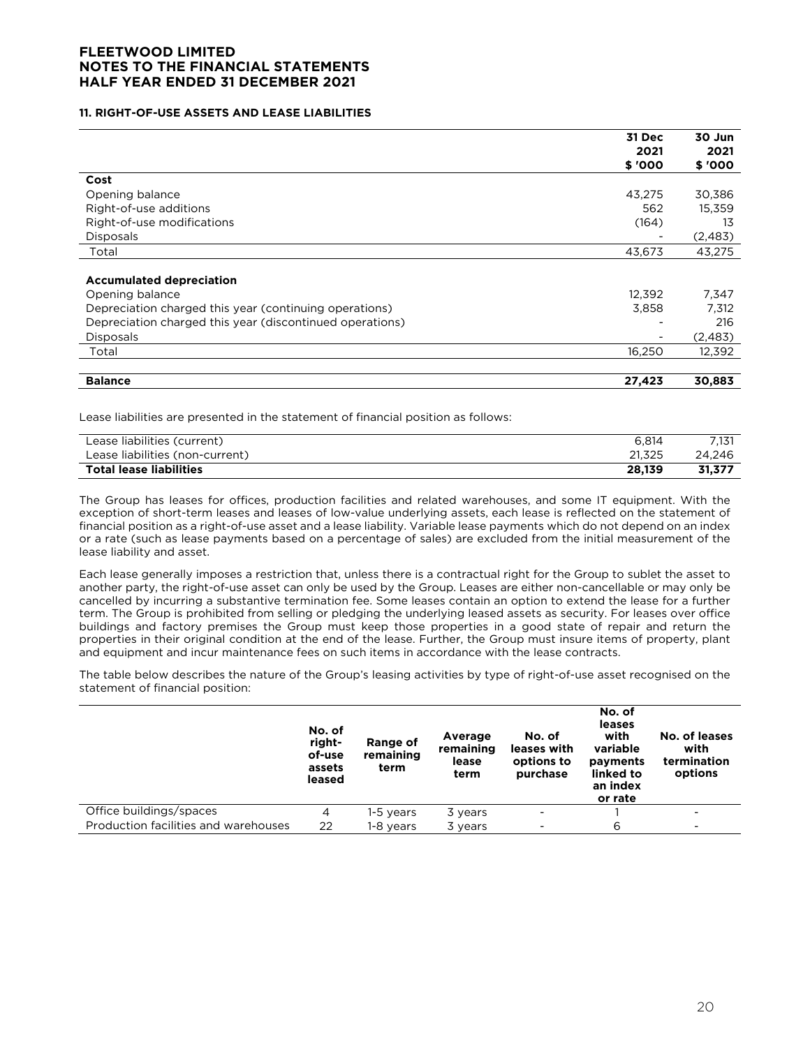**FLEETWOOD LIMITED**
**NOTES TO THE FINANCIAL STATEMENTS**
**HALF YEAR ENDED 31 DECEMBER 2021**

### 11. RIGHT-OF-USE ASSETS AND LEASE LIABILITIES

| | 31 Dec 2021 $ '000 | 30 Jun 2021 $ '000 |
|---|---|---|
| **Cost** | | |
| Opening balance | 43,275 | 30,386 |
| Right-of-use additions | 562 | 15,359 |
| Right-of-use modifications | (164) | 13 |
| Disposals | - | (2,483) |
| Total | 43,673 | 43,275 |
| | | |
| **Accumulated depreciation** | | |
| Opening balance | 12,392 | 7,347 |
| Depreciation charged this year (continuing operations) | 3,858 | 7,312 |
| Depreciation charged this year (discontinued operations) | - | 216 |
| Disposals | - | (2,483) |
| Total | 16,250 | 12,392 |
| | | |
| **Balance** | **27,423** | **30,883** |

Lease liabilities are presented in the statement of financial position as follows:

| | 31 Dec 2021 $ '000 | 30 Jun 2021 $ '000 |
|---|---|---|
| Lease liabilities (current) | 6,814 | 7,131 |
| Lease liabilities (non-current) | 21,325 | 24,246 |
| **Total lease liabilities** | **28,139** | **31,377** |

The Group has leases for offices, production facilities and related warehouses, and some IT equipment. With the exception of short-term leases and leases of low-value underlying assets, each lease is reflected on the statement of financial position as a right-of-use asset and a lease liability. Variable lease payments which do not depend on an index or a rate (such as lease payments based on a percentage of sales) are excluded from the initial measurement of the lease liability and asset.

Each lease generally imposes a restriction that, unless there is a contractual right for the Group to sublet the asset to another party, the right-of-use asset can only be used by the Group. Leases are either non-cancellable or may only be cancelled by incurring a substantive termination fee. Some leases contain an option to extend the lease for a further term. The Group is prohibited from selling or pledging the underlying leased assets as security. For leases over office buildings and factory premises the Group must keep those properties in a good state of repair and return the properties in their original condition at the end of the lease. Further, the Group must insure items of property, plant and equipment and incur maintenance fees on such items in accordance with the lease contracts.

The table below describes the nature of the Group's leasing activities by type of right-of-use asset recognised on the statement of financial position:

| | No. of right-of-use assets leased | Range of remaining term | Average remaining lease term | No. of leases with options to purchase | No. of leases with variable payments linked to an index or rate | No. of leases with termination options |
|---|---|---|---|---|---|---|
| Office buildings/spaces | 4 | 1-5 years | 3 years | - | 1 | - |
| Production facilities and warehouses | 22 | 1-8 years | 3 years | - | 6 | - |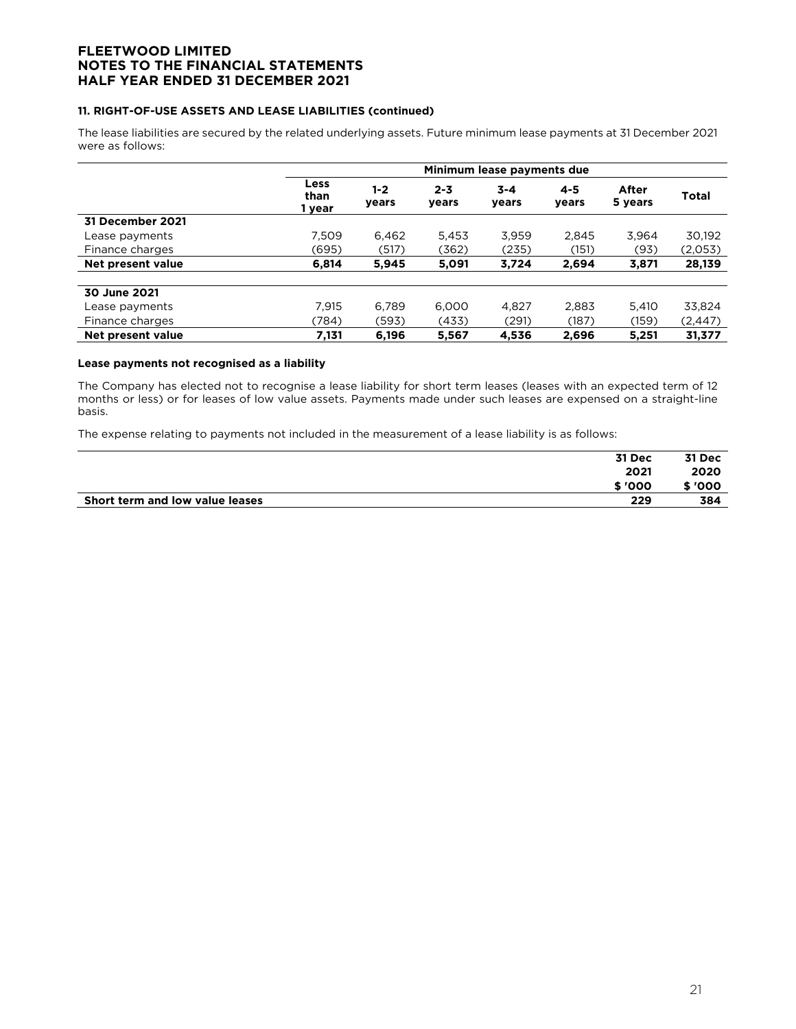# FLEETWOOD LIMITED
## NOTES TO THE FINANCIAL STATEMENTS
## HALF YEAR ENDED 31 DECEMBER 2021

### 11. RIGHT-OF-USE ASSETS AND LEASE LIABILITIES (continued)

The lease liabilities are secured by the related underlying assets. Future minimum lease payments at 31 December 2021 were as follows:

| | Minimum lease payments due | | | | | | |
|---|---|---|---|---|---|---|---|
| | Less than 1 year | 1-2 years | 2-3 years | 3-4 years | 4-5 years | After 5 years | Total |
| **31 December 2021** | | | | | | | |
| Lease payments | 7,509 | 6,462 | 5,453 | 3,959 | 2,845 | 3,964 | 30,192 |
| Finance charges | (695) | (517) | (362) | (235) | (151) | (93) | (2,053) |
| **Net present value** | **6,814** | **5,945** | **5,091** | **3,724** | **2,694** | **3,871** | **28,139** |
| | | | | | | | |
| **30 June 2021** | | | | | | | |
| Lease payments | 7,915 | 6,789 | 6,000 | 4,827 | 2,883 | 5,410 | 33,824 |
| Finance charges | (784) | (593) | (433) | (291) | (187) | (159) | (2,447) |
| **Net present value** | **7,131** | **6,196** | **5,567** | **4,536** | **2,696** | **5,251** | **31,377** |

**Lease payments not recognised as a liability**

The Company has elected not to recognise a lease liability for short term leases (leases with an expected term of 12 months or less) or for leases of low value assets. Payments made under such leases are expensed on a straight-line basis.

The expense relating to payments not included in the measurement of a lease liability is as follows:

| | 31 Dec 2021 $ '000 | 31 Dec 2020 $ '000 |
|---|---|---|
| **Short term and low value leases** | **229** | **384** |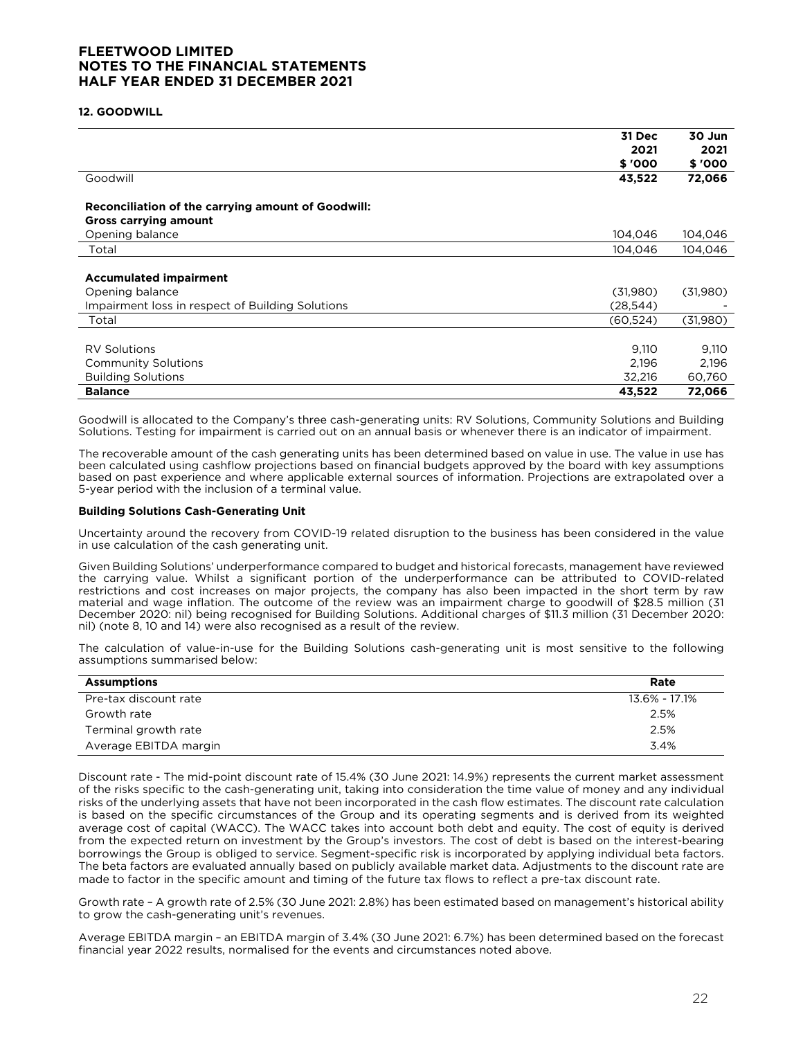## 12. GOODWILL

| | 31 Dec 2021 $ '000 | 30 Jun 2021 $ '000 |
|---|---|---|
| Goodwill | **43,522** | **72,066** |
| | | |
| **Reconciliation of the carrying amount of Goodwill:** | | |
| **Gross carrying amount** | | |
| Opening balance | 104,046 | 104,046 |
| Total | 104,046 | 104,046 |
| | | |
| **Accumulated impairment** | | |
| Opening balance | (31,980) | (31,980) |
| Impairment loss in respect of Building Solutions | (28,544) | - |
| Total | (60,524) | (31,980) |
| | | |
| RV Solutions | 9,110 | 9,110 |
| Community Solutions | 2,196 | 2,196 |
| Building Solutions | 32,216 | 60,760 |
| **Balance** | **43,522** | **72,066** |

Goodwill is allocated to the Company's three cash-generating units: RV Solutions, Community Solutions and Building Solutions. Testing for impairment is carried out on an annual basis or whenever there is an indicator of impairment.

The recoverable amount of the cash generating units has been determined based on value in use. The value in use has been calculated using cashflow projections based on financial budgets approved by the board with key assumptions based on past experience and where applicable external sources of information. Projections are extrapolated over a 5-year period with the inclusion of a terminal value.

**Building Solutions Cash-Generating Unit**

Uncertainty around the recovery from COVID-19 related disruption to the business has been considered in the value in use calculation of the cash generating unit.

Given Building Solutions' underperformance compared to budget and historical forecasts, management have reviewed the carrying value. Whilst a significant portion of the underperformance can be attributed to COVID-related restrictions and cost increases on major projects, the company has also been impacted in the short term by raw material and wage inflation. The outcome of the review was an impairment charge to goodwill of $28.5 million (31 December 2020: nil) being recognised for Building Solutions. Additional charges of $11.3 million (31 December 2020: nil) (note 8, 10 and 14) were also recognised as a result of the review.

The calculation of value-in-use for the Building Solutions cash-generating unit is most sensitive to the following assumptions summarised below:

| Assumptions | Rate |
|---|---|
| Pre-tax discount rate | 13.6% - 17.1% |
| Growth rate | 2.5% |
| Terminal growth rate | 2.5% |
| Average EBITDA margin | 3.4% |

Discount rate - The mid-point discount rate of 15.4% (30 June 2021: 14.9%) represents the current market assessment of the risks specific to the cash-generating unit, taking into consideration the time value of money and any individual risks of the underlying assets that have not been incorporated in the cash flow estimates. The discount rate calculation is based on the specific circumstances of the Group and its operating segments and is derived from its weighted average cost of capital (WACC). The WACC takes into account both debt and equity. The cost of equity is derived from the expected return on investment by the Group's investors. The cost of debt is based on the interest-bearing borrowings the Group is obliged to service. Segment-specific risk is incorporated by applying individual beta factors. The beta factors are evaluated annually based on publicly available market data. Adjustments to the discount rate are made to factor in the specific amount and timing of the future tax flows to reflect a pre-tax discount rate.

Growth rate – A growth rate of 2.5% (30 June 2021: 2.8%) has been estimated based on management's historical ability to grow the cash-generating unit's revenues.

Average EBITDA margin – an EBITDA margin of 3.4% (30 June 2021: 6.7%) has been determined based on the forecast financial year 2022 results, normalised for the events and circumstances noted above.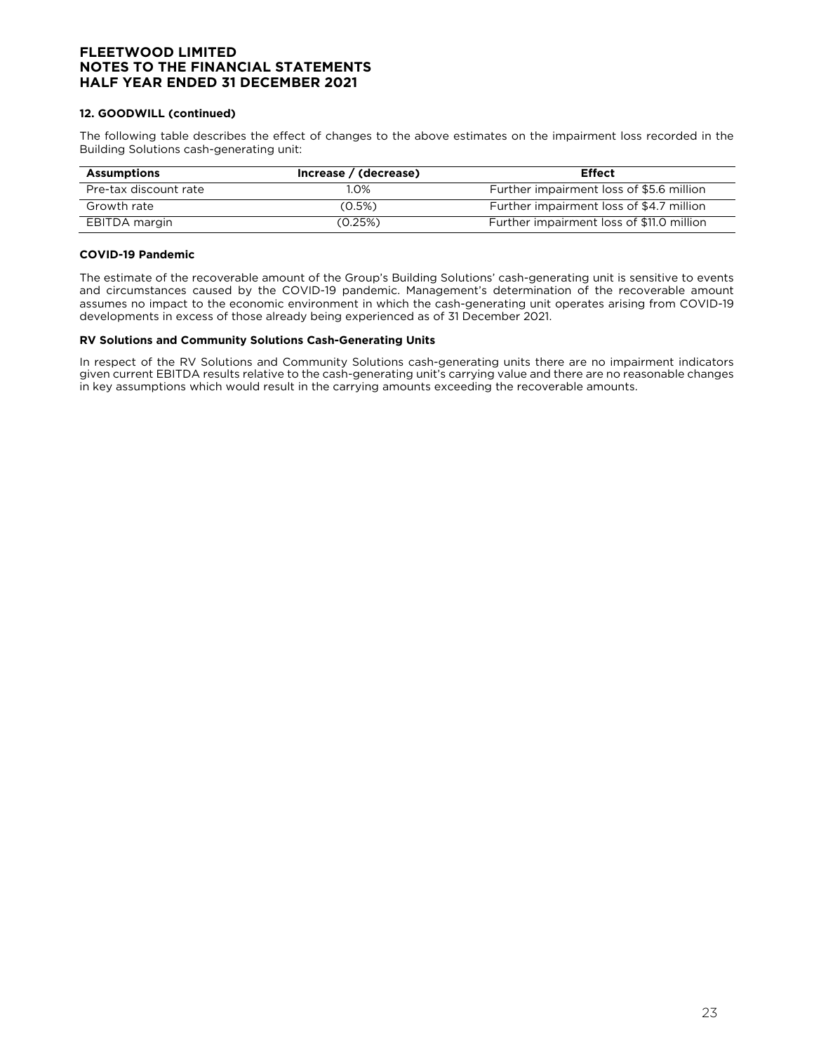# FLEETWOOD LIMITED
# NOTES TO THE FINANCIAL STATEMENTS
# HALF YEAR ENDED 31 DECEMBER 2021

### 12. GOODWILL (continued)

The following table describes the effect of changes to the above estimates on the impairment loss recorded in the Building Solutions cash-generating unit:

| Assumptions | Increase / (decrease) | Effect |
|---|---|---|
| Pre-tax discount rate | 1.0% | Further impairment loss of $5.6 million |
| Growth rate | (0.5%) | Further impairment loss of $4.7 million |
| EBITDA margin | (0.25%) | Further impairment loss of $11.0 million |

### COVID-19 Pandemic

The estimate of the recoverable amount of the Group's Building Solutions' cash-generating unit is sensitive to events and circumstances caused by the COVID-19 pandemic. Management's determination of the recoverable amount assumes no impact to the economic environment in which the cash-generating unit operates arising from COVID-19 developments in excess of those already being experienced as of 31 December 2021.

### RV Solutions and Community Solutions Cash-Generating Units

In respect of the RV Solutions and Community Solutions cash-generating units there are no impairment indicators given current EBITDA results relative to the cash-generating unit's carrying value and there are no reasonable changes in key assumptions which would result in the carrying amounts exceeding the recoverable amounts.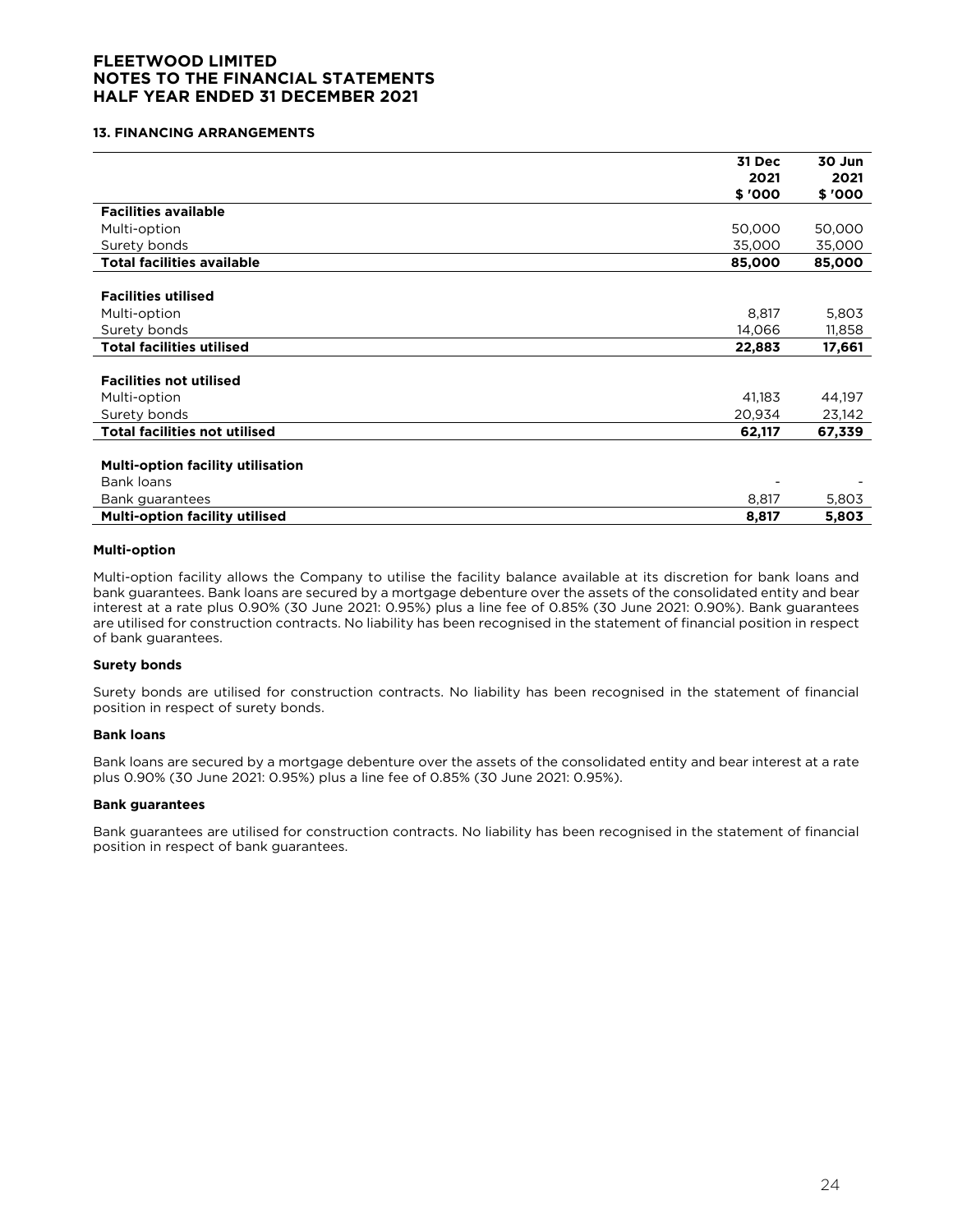# FLEETWOOD LIMITED
# NOTES TO THE FINANCIAL STATEMENTS
# HALF YEAR ENDED 31 DECEMBER 2021

### 13. FINANCING ARRANGEMENTS

| | 31 Dec 2021 $ '000 | 30 Jun 2021 $ '000 |
|---|---|---|
| **Facilities available** | | |
| Multi-option | 50,000 | 50,000 |
| Surety bonds | 35,000 | 35,000 |
| **Total facilities available** | **85,000** | **85,000** |
| | | |
| **Facilities utilised** | | |
| Multi-option | 8,817 | 5,803 |
| Surety bonds | 14,066 | 11,858 |
| **Total facilities utilised** | **22,883** | **17,661** |
| | | |
| **Facilities not utilised** | | |
| Multi-option | 41,183 | 44,197 |
| Surety bonds | 20,934 | 23,142 |
| **Total facilities not utilised** | **62,117** | **67,339** |
| | | |
| **Multi-option facility utilisation** | | |
| Bank loans | - | - |
| Bank guarantees | 8,817 | 5,803 |
| **Multi-option facility utilised** | **8,817** | **5,803** |

**Multi-option**

Multi-option facility allows the Company to utilise the facility balance available at its discretion for bank loans and bank guarantees. Bank loans are secured by a mortgage debenture over the assets of the consolidated entity and bear interest at a rate plus 0.90% (30 June 2021: 0.95%) plus a line fee of 0.85% (30 June 2021: 0.90%). Bank guarantees are utilised for construction contracts. No liability has been recognised in the statement of financial position in respect of bank guarantees.

**Surety bonds**

Surety bonds are utilised for construction contracts. No liability has been recognised in the statement of financial position in respect of surety bonds.

**Bank loans**

Bank loans are secured by a mortgage debenture over the assets of the consolidated entity and bear interest at a rate plus 0.90% (30 June 2021: 0.95%) plus a line fee of 0.85% (30 June 2021: 0.95%).

**Bank guarantees**

Bank guarantees are utilised for construction contracts. No liability has been recognised in the statement of financial position in respect of bank guarantees.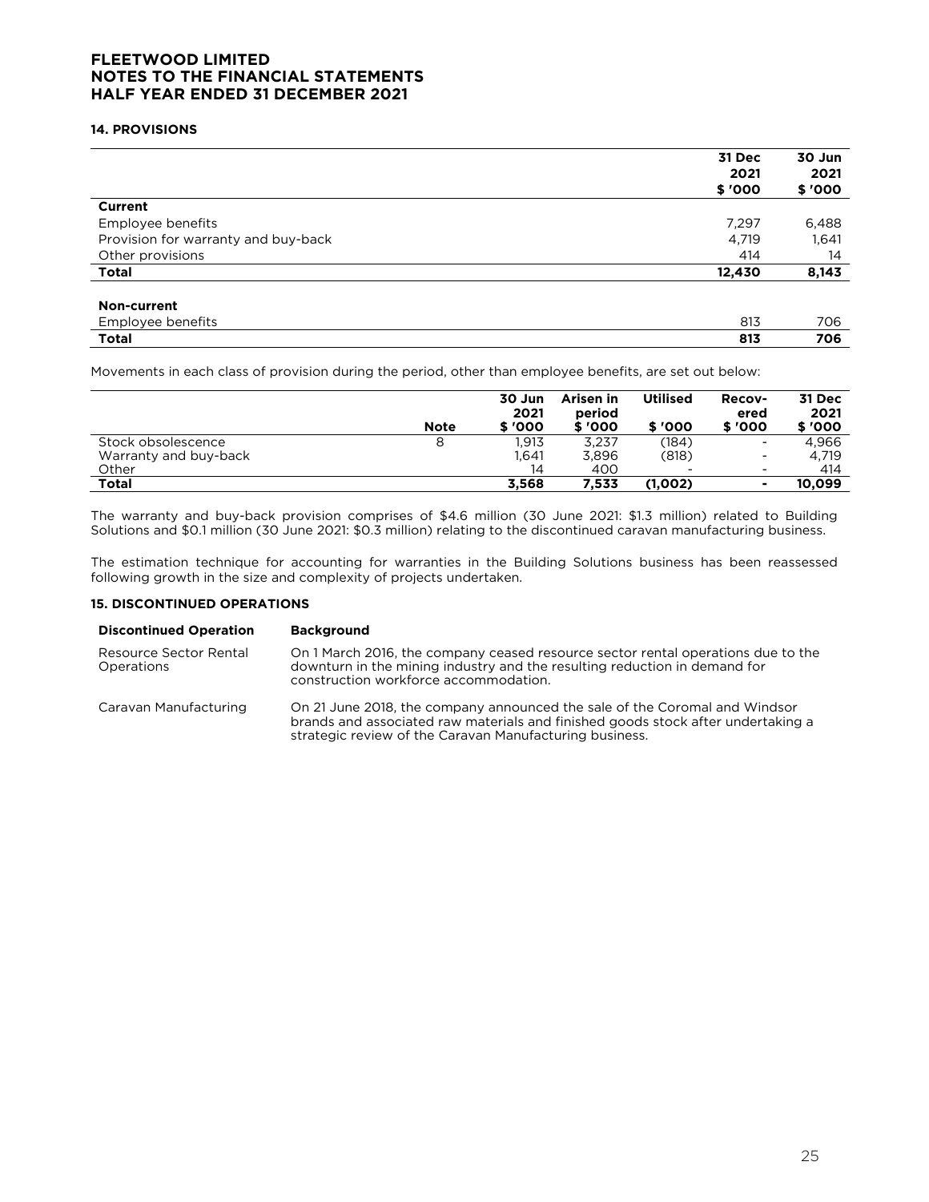## 14. PROVISIONS

| | 31 Dec 2021 $ '000 | 30 Jun 2021 $ '000 |
|---|---|---|
| **Current** | | |
| Employee benefits | 7,297 | 6,488 |
| Provision for warranty and buy-back | 4,719 | 1,641 |
| Other provisions | 414 | 14 |
| **Total** | **12,430** | **8,143** |
| | | |
| **Non-current** | | |
| Employee benefits | 813 | 706 |
| **Total** | **813** | **706** |

Movements in each class of provision during the period, other than employee benefits, are set out below:

| | Note | 30 Jun 2021 $ '000 | Arisen in period $ '000 | Utilised $ '000 | Recovered $ '000 | 31 Dec 2021 $ '000 |
|---|---|---|---|---|---|---|
| Stock obsolescence | 8 | 1,913 | 3,237 | (184) | - | 4,966 |
| Warranty and buy-back | | 1,641 | 3,896 | (818) | - | 4,719 |
| Other | | 14 | 400 | - | - | 414 |
| **Total** | | **3,568** | **7,533** | **(1,002)** | **-** | **10,099** |

The warranty and buy-back provision comprises of $4.6 million (30 June 2021: $1.3 million) related to Building Solutions and $0.1 million (30 June 2021: $0.3 million) relating to the discontinued caravan manufacturing business.

The estimation technique for accounting for warranties in the Building Solutions business has been reassessed following growth in the size and complexity of projects undertaken.

## 15. DISCONTINUED OPERATIONS

| Discontinued Operation | Background |
|---|---|
| Resource Sector Rental Operations | On 1 March 2016, the company ceased resource sector rental operations due to the downturn in the mining industry and the resulting reduction in demand for construction workforce accommodation. |
| Caravan Manufacturing | On 21 June 2018, the company announced the sale of the Coromal and Windsor brands and associated raw materials and finished goods stock after undertaking a strategic review of the Caravan Manufacturing business. |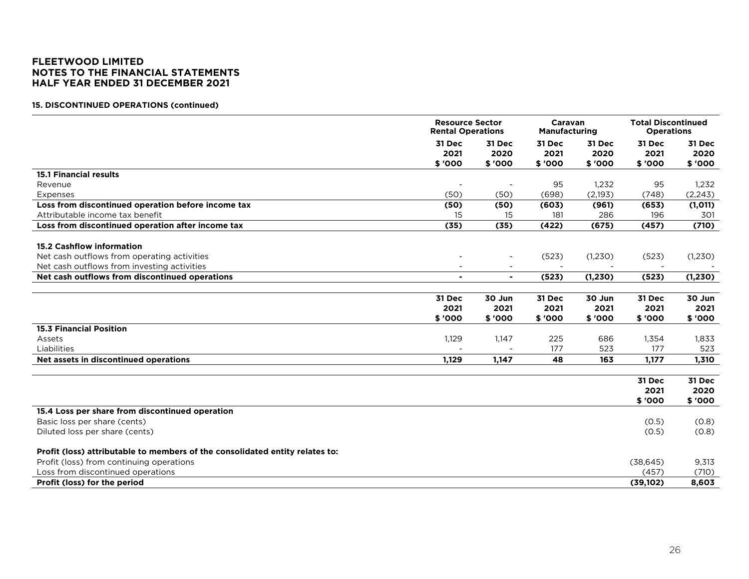**FLEETWOOD LIMITED**
**NOTES TO THE FINANCIAL STATEMENTS**
**HALF YEAR ENDED 31 DECEMBER 2021**

**15. DISCONTINUED OPERATIONS (continued)**

| | Resource Sector Rental Operations | | Caravan Manufacturing | | Total Discontinued Operations | |
|---|---|---|---|---|---|---|
| | 31 Dec 2021 $ '000 | 31 Dec 2020 $ '000 | 31 Dec 2021 $ '000 | 31 Dec 2020 $ '000 | 31 Dec 2021 $ '000 | 31 Dec 2020 $ '000 |
| **15.1 Financial results** | | | | | | |
| Revenue | - | - | 95 | 1,232 | 95 | 1,232 |
| Expenses | (50) | (50) | (698) | (2,193) | (748) | (2,243) |
| **Loss from discontinued operation before income tax** | **(50)** | **(50)** | **(603)** | **(961)** | **(653)** | **(1,011)** |
| Attributable income tax benefit | 15 | 15 | 181 | 286 | 196 | 301 |
| **Loss from discontinued operation after income tax** | **(35)** | **(35)** | **(422)** | **(675)** | **(457)** | **(710)** |
| **15.2 Cashflow information** | | | | | | |
| Net cash outflows from operating activities | - | - | (523) | (1,230) | (523) | (1,230) |
| Net cash outflows from investing activities | - | - | - | - | - | - |
| **Net cash outflows from discontinued operations** | **-** | **-** | **(523)** | **(1,230)** | **(523)** | **(1,230)** |

| | 31 Dec 2021 $ '000 | 30 Jun 2021 $ '000 | 31 Dec 2021 $ '000 | 30 Jun 2021 $ '000 | 31 Dec 2021 $ '000 | 30 Jun 2021 $ '000 |
|---|---|---|---|---|---|---|
| **15.3 Financial Position** | | | | | | |
| Assets | 1,129 | 1,147 | 225 | 686 | 1,354 | 1,833 |
| Liabilities | - | - | 177 | 523 | 177 | 523 |
| **Net assets in discontinued operations** | **1,129** | **1,147** | **48** | **163** | **1,177** | **1,310** |

| | 31 Dec 2021 $ '000 | 31 Dec 2020 $ '000 |
|---|---|---|
| **15.4 Loss per share from discontinued operation** | | |
| Basic loss per share (cents) | (0.5) | (0.8) |
| Diluted loss per share (cents) | (0.5) | (0.8) |
| **Profit (loss) attributable to members of the consolidated entity relates to:** | | |
| Profit (loss) from continuing operations | (38,645) | 9,313 |
| Loss from discontinued operations | (457) | (710) |
| **Profit (loss) for the period** | **(39,102)** | **8,603** |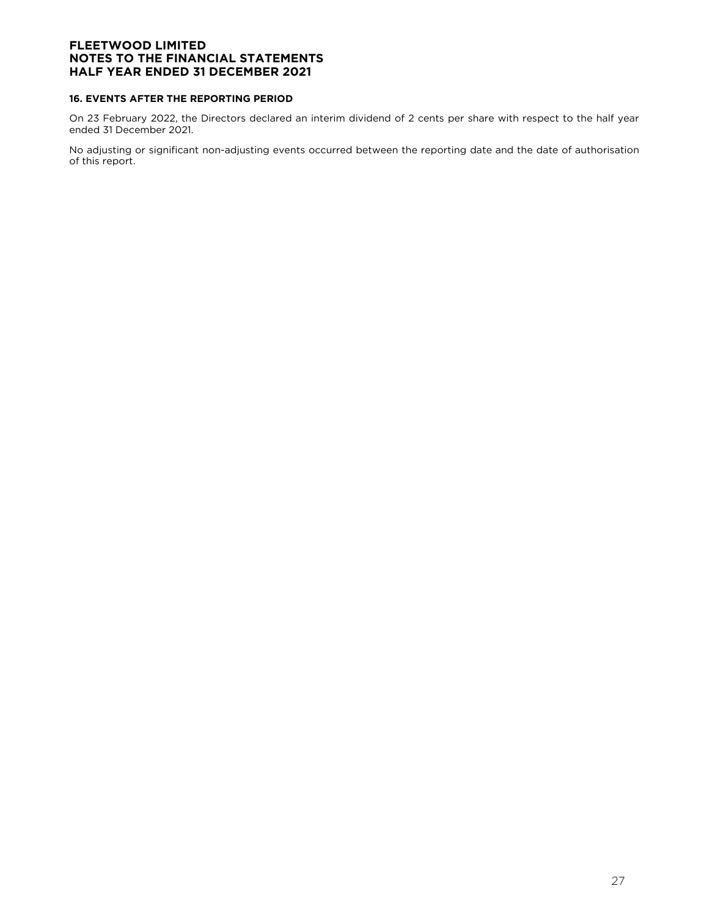## 16. EVENTS AFTER THE REPORTING PERIOD

On 23 February 2022, the Directors declared an interim dividend of 2 cents per share with respect to the half year ended 31 December 2021.

No adjusting or significant non-adjusting events occurred between the reporting date and the date of authorisation of this report.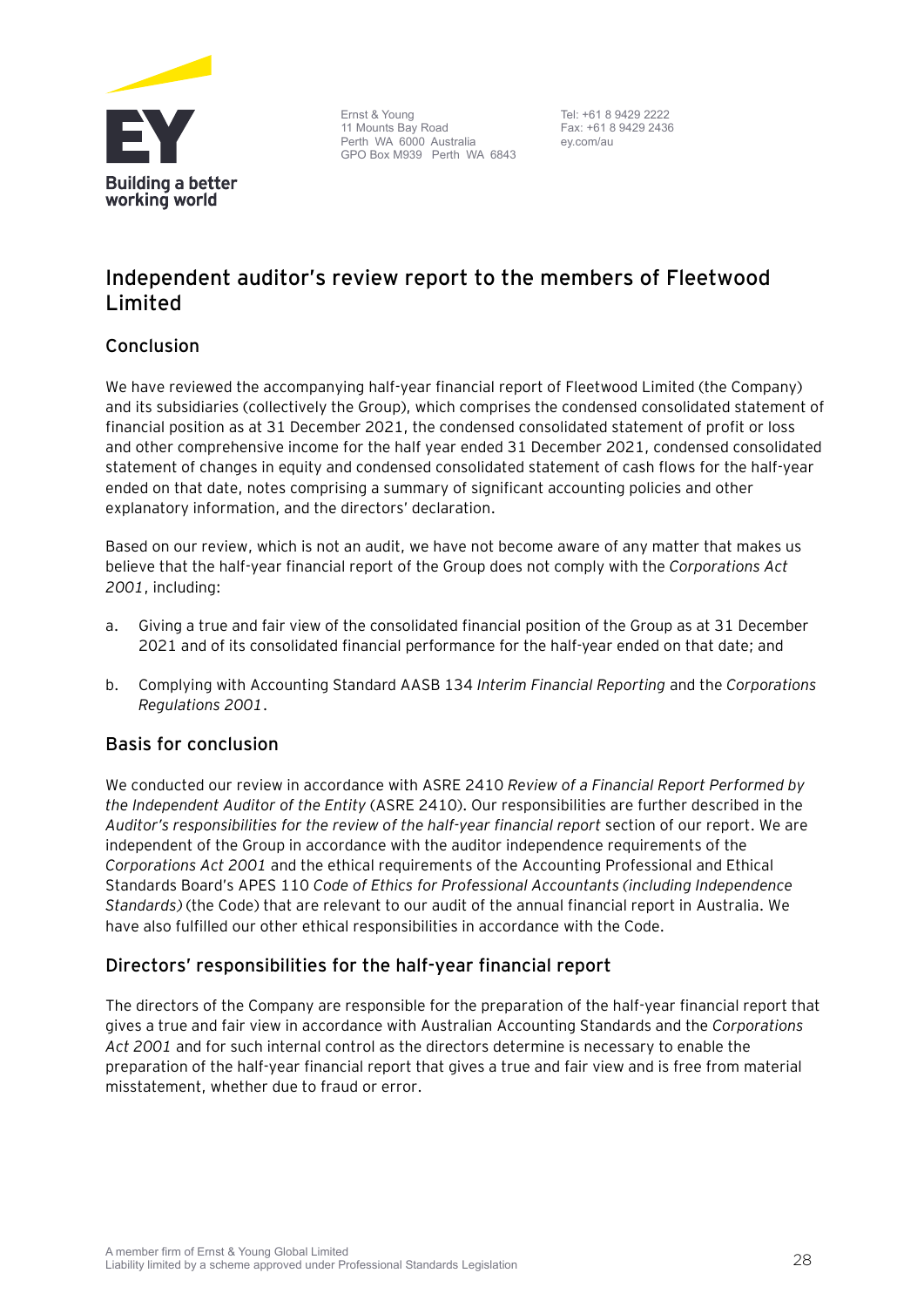Ernst & Young
11 Mounts Bay Road
Perth WA 6000 Australia
GPO Box M939 Perth WA 6843

Tel: +61 8 9429 2222
Fax: +61 8 9429 2436
ey.com/au

# Independent auditor's review report to the members of Fleetwood Limited

## Conclusion

We have reviewed the accompanying half-year financial report of Fleetwood Limited (the Company) and its subsidiaries (collectively the Group), which comprises the condensed consolidated statement of financial position as at 31 December 2021, the condensed consolidated statement of profit or loss and other comprehensive income for the half year ended 31 December 2021, condensed consolidated statement of changes in equity and condensed consolidated statement of cash flows for the half-year ended on that date, notes comprising a summary of significant accounting policies and other explanatory information, and the directors' declaration.

Based on our review, which is not an audit, we have not become aware of any matter that makes us believe that the half-year financial report of the Group does not comply with the *Corporations Act 2001*, including:

a. Giving a true and fair view of the consolidated financial position of the Group as at 31 December 2021 and of its consolidated financial performance for the half-year ended on that date; and

b. Complying with Accounting Standard AASB 134 *Interim Financial Reporting* and the *Corporations Regulations 2001*.

## Basis for conclusion

We conducted our review in accordance with ASRE 2410 *Review of a Financial Report Performed by the Independent Auditor of the Entity* (ASRE 2410). Our responsibilities are further described in the *Auditor's responsibilities for the review of the half-year financial report* section of our report. We are independent of the Group in accordance with the auditor independence requirements of the *Corporations Act 2001* and the ethical requirements of the Accounting Professional and Ethical Standards Board's APES 110 *Code of Ethics for Professional Accountants (including Independence Standards)* (the Code) that are relevant to our audit of the annual financial report in Australia. We have also fulfilled our other ethical responsibilities in accordance with the Code.

## Directors' responsibilities for the half-year financial report

The directors of the Company are responsible for the preparation of the half-year financial report that gives a true and fair view in accordance with Australian Accounting Standards and the *Corporations Act 2001* and for such internal control as the directors determine is necessary to enable the preparation of the half-year financial report that gives a true and fair view and is free from material misstatement, whether due to fraud or error.

A member firm of Ernst & Young Global Limited
Liability limited by a scheme approved under Professional Standards Legislation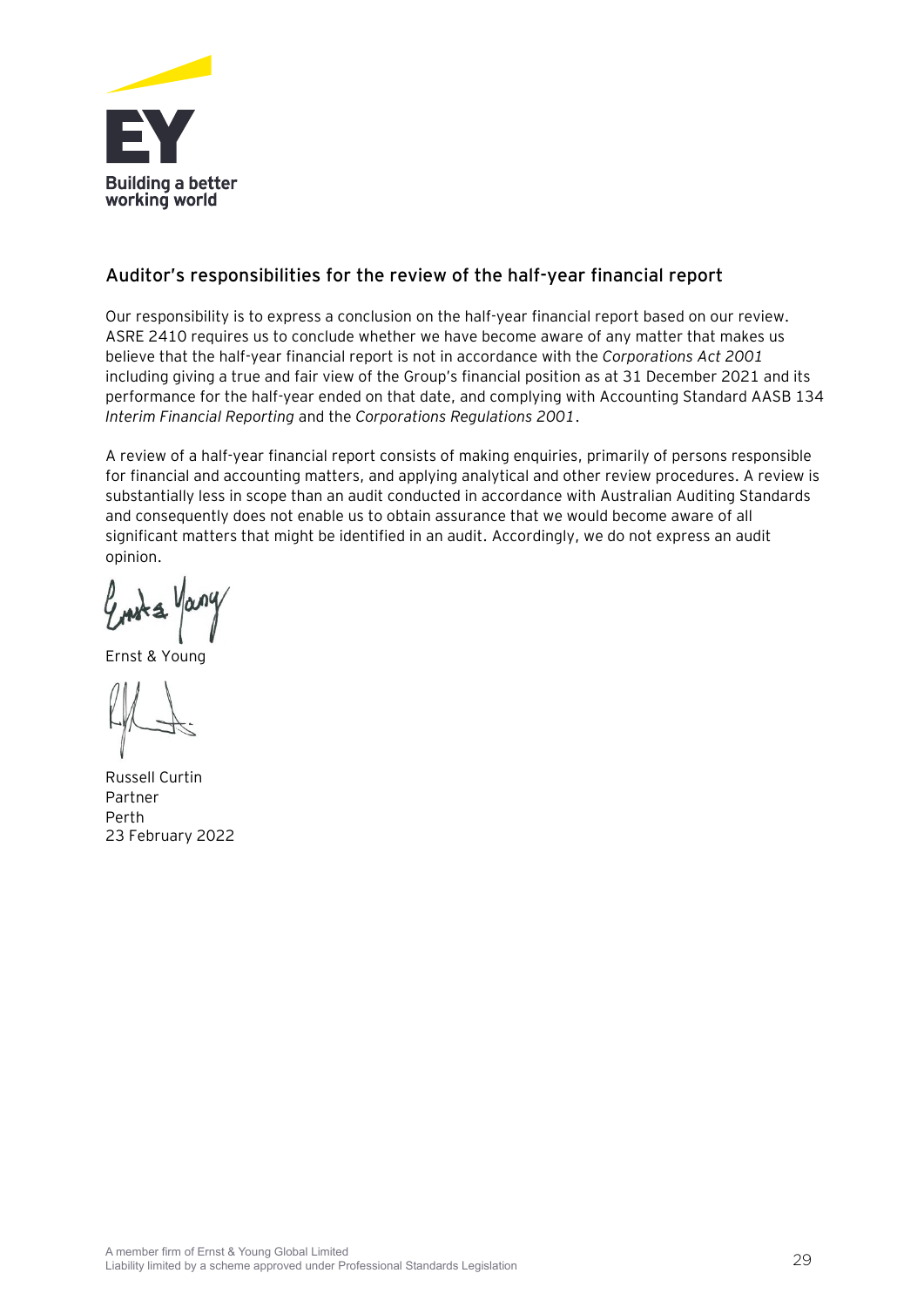## Auditor's responsibilities for the review of the half-year financial report

Our responsibility is to express a conclusion on the half-year financial report based on our review. ASRE 2410 requires us to conclude whether we have become aware of any matter that makes us believe that the half-year financial report is not in accordance with the *Corporations Act 2001* including giving a true and fair view of the Group's financial position as at 31 December 2021 and its performance for the half-year ended on that date, and complying with Accounting Standard AASB 134 *Interim Financial Reporting* and the *Corporations Regulations 2001*.

A review of a half-year financial report consists of making enquiries, primarily of persons responsible for financial and accounting matters, and applying analytical and other review procedures. A review is substantially less in scope than an audit conducted in accordance with Australian Auditing Standards and consequently does not enable us to obtain assurance that we would become aware of all significant matters that might be identified in an audit. Accordingly, we do not express an audit opinion.

Ernst & Young

Russell Curtin
Partner
Perth
23 February 2022

A member firm of Ernst & Young Global Limited
Liability limited by a scheme approved under Professional Standards Legislation